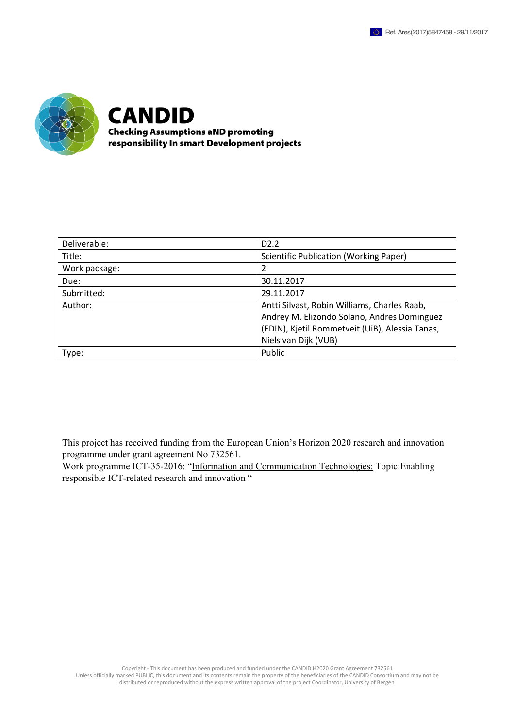Ref. Ares(2017)5847458 - 29/11/2017

# CANDID

**Checking Assumptions aND promoting responsibility In smart Development projects**

| Deliverable: | D2.2 |
| --- | --- |
| Title: | Scientific Publication (Working Paper) |
| Work package: | 2 |
| Due: | 30.11.2017 |
| Submitted: | 29.11.2017 |
| Author: | Antti Silvast, Robin Williams, Charles Raab, Andrey M. Elizondo Solano, Andres Dominguez (EDIN), Kjetil Rommetveit (UiB), Alessia Tanas, Niels van Dijk (VUB) |
| Type: | Public |

This project has received funding from the European Union's Horizon 2020 research and innovation programme under grant agreement No 732561.
Work programme ICT-35-2016: "Information and Communication Technologies: Topic:Enabling responsible ICT-related research and innovation "

Copyright - This document has been produced and funded under the CANDID H2020 Grant Agreement 732561
Unless officially marked PUBLIC, this document and its contents remain the property of the beneficiaries of the CANDID Consortium and may not be distributed or reproduced without the express written approval of the project Coordinator, University of Bergen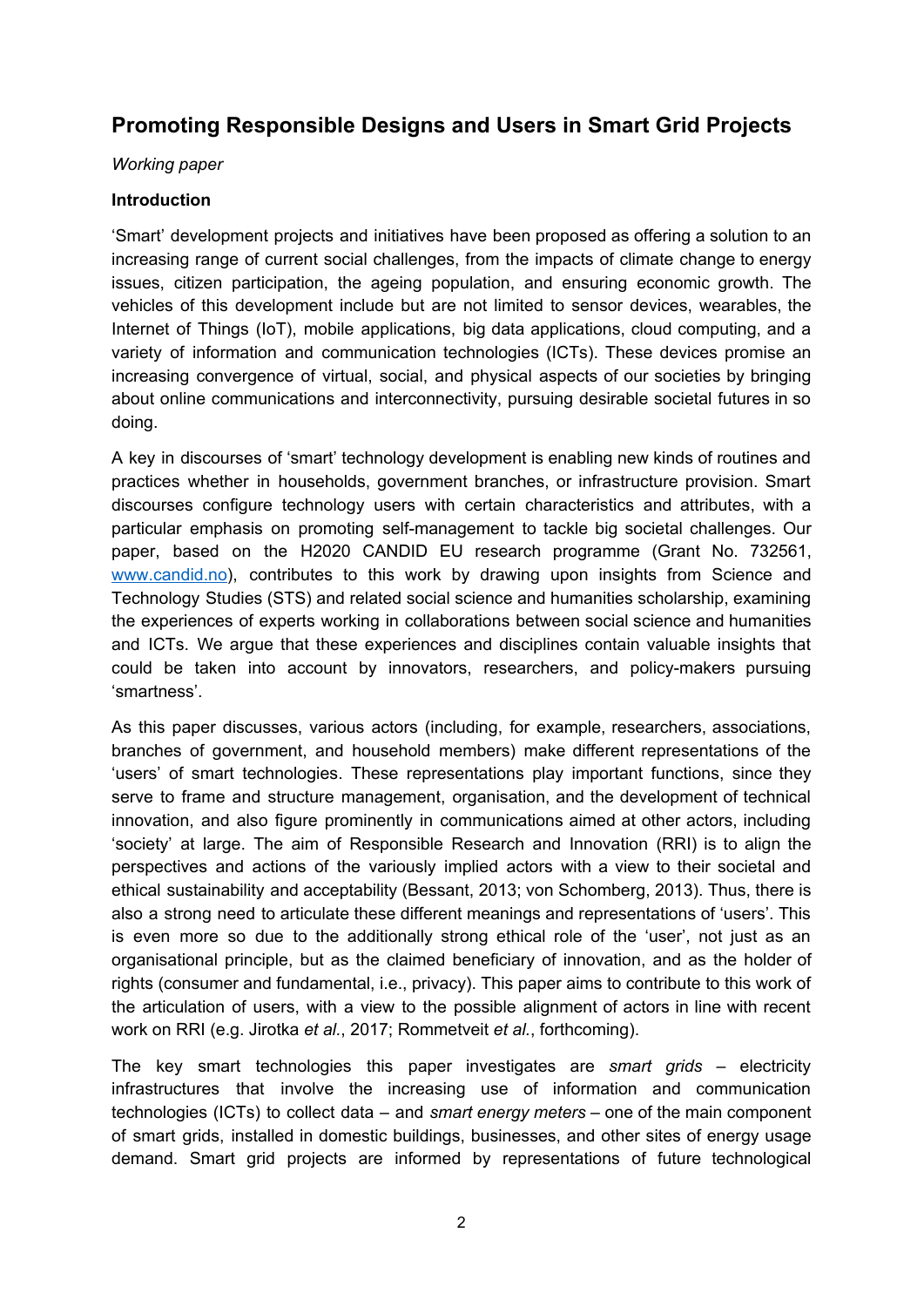# Promoting Responsible Designs and Users in Smart Grid Projects

*Working paper*

**Introduction**

'Smart' development projects and initiatives have been proposed as offering a solution to an increasing range of current social challenges, from the impacts of climate change to energy issues, citizen participation, the ageing population, and ensuring economic growth. The vehicles of this development include but are not limited to sensor devices, wearables, the Internet of Things (IoT), mobile applications, big data applications, cloud computing, and a variety of information and communication technologies (ICTs). These devices promise an increasing convergence of virtual, social, and physical aspects of our societies by bringing about online communications and interconnectivity, pursuing desirable societal futures in so doing.

A key in discourses of 'smart' technology development is enabling new kinds of routines and practices whether in households, government branches, or infrastructure provision. Smart discourses configure technology users with certain characteristics and attributes, with a particular emphasis on promoting self-management to tackle big societal challenges. Our paper, based on the H2020 CANDID EU research programme (Grant No. 732561, www.candid.no), contributes to this work by drawing upon insights from Science and Technology Studies (STS) and related social science and humanities scholarship, examining the experiences of experts working in collaborations between social science and humanities and ICTs. We argue that these experiences and disciplines contain valuable insights that could be taken into account by innovators, researchers, and policy-makers pursuing 'smartness'.

As this paper discusses, various actors (including, for example, researchers, associations, branches of government, and household members) make different representations of the 'users' of smart technologies. These representations play important functions, since they serve to frame and structure management, organisation, and the development of technical innovation, and also figure prominently in communications aimed at other actors, including 'society' at large. The aim of Responsible Research and Innovation (RRI) is to align the perspectives and actions of the variously implied actors with a view to their societal and ethical sustainability and acceptability (Bessant, 2013; von Schomberg, 2013). Thus, there is also a strong need to articulate these different meanings and representations of 'users'. This is even more so due to the additionally strong ethical role of the 'user', not just as an organisational principle, but as the claimed beneficiary of innovation, and as the holder of rights (consumer and fundamental, i.e., privacy). This paper aims to contribute to this work of the articulation of users, with a view to the possible alignment of actors in line with recent work on RRI (e.g. Jirotka *et al.*, 2017; Rommetveit *et al.*, forthcoming).

The key smart technologies this paper investigates are *smart grids* – electricity infrastructures that involve the increasing use of information and communication technologies (ICTs) to collect data – and *smart energy meters* – one of the main component of smart grids, installed in domestic buildings, businesses, and other sites of energy usage demand. Smart grid projects are informed by representations of future technological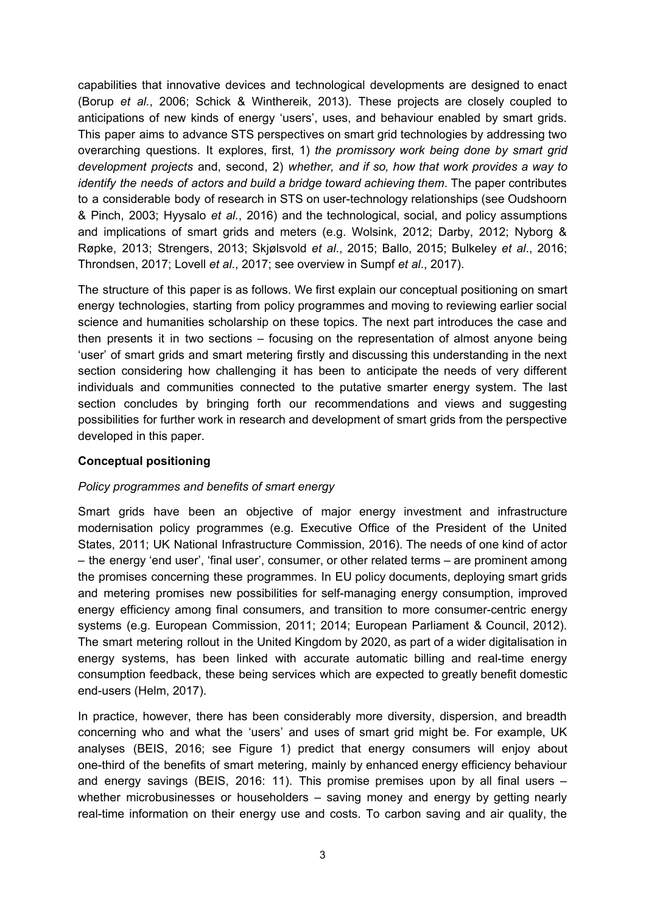capabilities that innovative devices and technological developments are designed to enact (Borup *et al.*, 2006; Schick & Winthereik, 2013). These projects are closely coupled to anticipations of new kinds of energy 'users', uses, and behaviour enabled by smart grids. This paper aims to advance STS perspectives on smart grid technologies by addressing two overarching questions. It explores, first, 1) *the promissory work being done by smart grid development projects* and, second, 2) *whether, and if so, how that work provides a way to identify the needs of actors and build a bridge toward achieving them*. The paper contributes to a considerable body of research in STS on user-technology relationships (see Oudshoorn & Pinch, 2003; Hyysalo *et al.*, 2016) and the technological, social, and policy assumptions and implications of smart grids and meters (e.g. Wolsink, 2012; Darby, 2012; Nyborg & Røpke, 2013; Strengers, 2013; Skjølsvold *et al*., 2015; Ballo, 2015; Bulkeley *et al*., 2016; Throndsen, 2017; Lovell *et al*., 2017; see overview in Sumpf *et al*., 2017).

The structure of this paper is as follows. We first explain our conceptual positioning on smart energy technologies, starting from policy programmes and moving to reviewing earlier social science and humanities scholarship on these topics. The next part introduces the case and then presents it in two sections – focusing on the representation of almost anyone being 'user' of smart grids and smart metering firstly and discussing this understanding in the next section considering how challenging it has been to anticipate the needs of very different individuals and communities connected to the putative smarter energy system. The last section concludes by bringing forth our recommendations and views and suggesting possibilities for further work in research and development of smart grids from the perspective developed in this paper.

## Conceptual positioning

### *Policy programmes and benefits of smart energy*

Smart grids have been an objective of major energy investment and infrastructure modernisation policy programmes (e.g. Executive Office of the President of the United States, 2011; UK National Infrastructure Commission, 2016). The needs of one kind of actor – the energy 'end user', 'final user', consumer, or other related terms – are prominent among the promises concerning these programmes. In EU policy documents, deploying smart grids and metering promises new possibilities for self-managing energy consumption, improved energy efficiency among final consumers, and transition to more consumer-centric energy systems (e.g. European Commission, 2011; 2014; European Parliament & Council, 2012). The smart metering rollout in the United Kingdom by 2020, as part of a wider digitalisation in energy systems, has been linked with accurate automatic billing and real-time energy consumption feedback, these being services which are expected to greatly benefit domestic end-users (Helm, 2017).

In practice, however, there has been considerably more diversity, dispersion, and breadth concerning who and what the 'users' and uses of smart grid might be. For example, UK analyses (BEIS, 2016; see Figure 1) predict that energy consumers will enjoy about one-third of the benefits of smart metering, mainly by enhanced energy efficiency behaviour and energy savings (BEIS, 2016: 11). This promise premises upon by all final users – whether microbusinesses or householders – saving money and energy by getting nearly real-time information on their energy use and costs. To carbon saving and air quality, the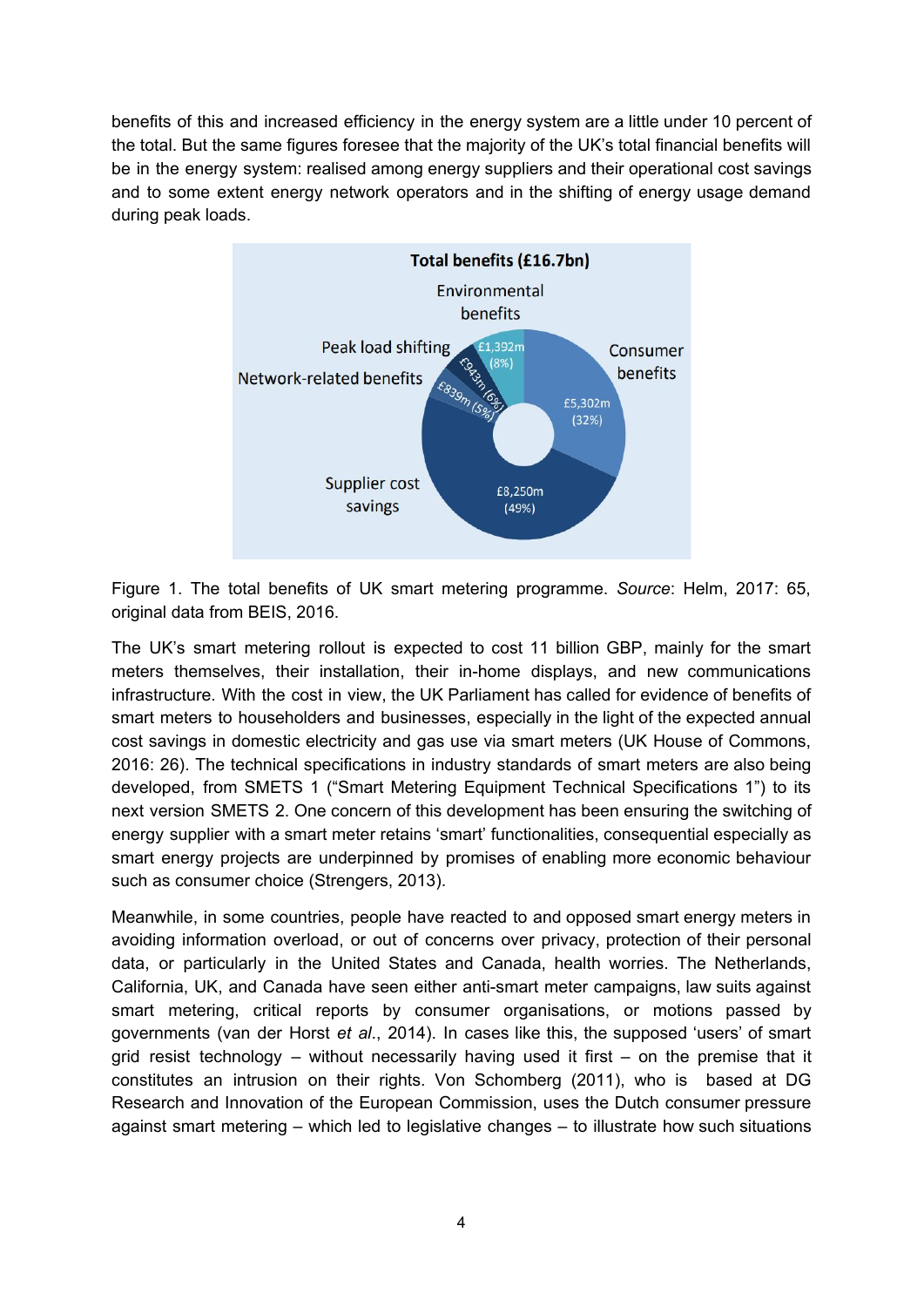benefits of this and increased efficiency in the energy system are a little under 10 percent of the total. But the same figures foresee that the majority of the UK's total financial benefits will be in the energy system: realised among energy suppliers and their operational cost savings and to some extent energy network operators and in the shifting of energy usage demand during peak loads.

Figure 1. The total benefits of UK smart metering programme. *Source*: Helm, 2017: 65, original data from BEIS, 2016.

The UK's smart metering rollout is expected to cost 11 billion GBP, mainly for the smart meters themselves, their installation, their in-home displays, and new communications infrastructure. With the cost in view, the UK Parliament has called for evidence of benefits of smart meters to householders and businesses, especially in the light of the expected annual cost savings in domestic electricity and gas use via smart meters (UK House of Commons, 2016: 26). The technical specifications in industry standards of smart meters are also being developed, from SMETS 1 ("Smart Metering Equipment Technical Specifications 1") to its next version SMETS 2. One concern of this development has been ensuring the switching of energy supplier with a smart meter retains 'smart' functionalities, consequential especially as smart energy projects are underpinned by promises of enabling more economic behaviour such as consumer choice (Strengers, 2013).

Meanwhile, in some countries, people have reacted to and opposed smart energy meters in avoiding information overload, or out of concerns over privacy, protection of their personal data, or particularly in the United States and Canada, health worries. The Netherlands, California, UK, and Canada have seen either anti-smart meter campaigns, law suits against smart metering, critical reports by consumer organisations, or motions passed by governments (van der Horst *et al*., 2014). In cases like this, the supposed 'users' of smart grid resist technology – without necessarily having used it first – on the premise that it constitutes an intrusion on their rights. Von Schomberg (2011), who is based at DG Research and Innovation of the European Commission, uses the Dutch consumer pressure against smart metering – which led to legislative changes – to illustrate how such situations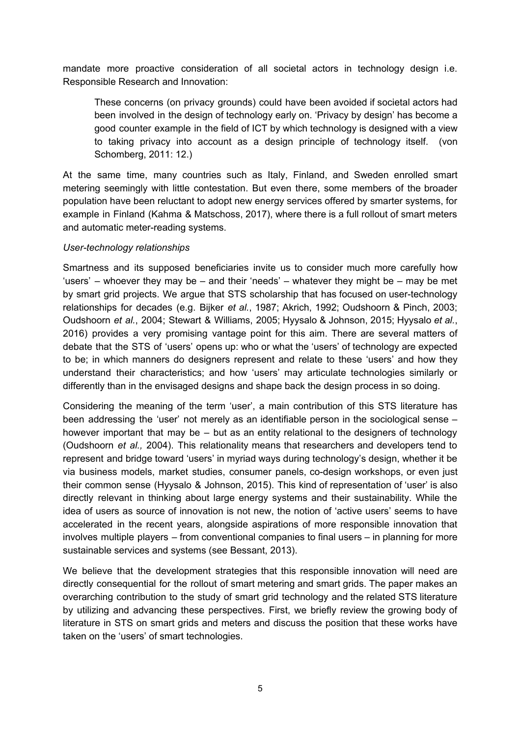mandate more proactive consideration of all societal actors in technology design i.e. Responsible Research and Innovation:

> These concerns (on privacy grounds) could have been avoided if societal actors had been involved in the design of technology early on. 'Privacy by design' has become a good counter example in the field of ICT by which technology is designed with a view to taking privacy into account as a design principle of technology itself. (von Schomberg, 2011: 12.)

At the same time, many countries such as Italy, Finland, and Sweden enrolled smart metering seemingly with little contestation. But even there, some members of the broader population have been reluctant to adopt new energy services offered by smarter systems, for example in Finland (Kahma & Matschoss, 2017), where there is a full rollout of smart meters and automatic meter-reading systems.

*User-technology relationships*

Smartness and its supposed beneficiaries invite us to consider much more carefully how 'users' – whoever they may be – and their 'needs' – whatever they might be – may be met by smart grid projects. We argue that STS scholarship that has focused on user-technology relationships for decades (e.g. Bijker *et al.*, 1987; Akrich, 1992; Oudshoorn & Pinch, 2003; Oudshoorn *et al.*, 2004; Stewart & Williams, 2005; Hyysalo & Johnson, 2015; Hyysalo *et al.*, 2016) provides a very promising vantage point for this aim. There are several matters of debate that the STS of 'users' opens up: who or what the 'users' of technology are expected to be; in which manners do designers represent and relate to these 'users' and how they understand their characteristics; and how 'users' may articulate technologies similarly or differently than in the envisaged designs and shape back the design process in so doing.

Considering the meaning of the term 'user', a main contribution of this STS literature has been addressing the 'user' not merely as an identifiable person in the sociological sense – however important that may be – but as an entity relational to the designers of technology (Oudshoorn *et al.,* 2004). This relationality means that researchers and developers tend to represent and bridge toward 'users' in myriad ways during technology's design, whether it be via business models, market studies, consumer panels, co-design workshops, or even just their common sense (Hyysalo & Johnson, 2015). This kind of representation of 'user' is also directly relevant in thinking about large energy systems and their sustainability. While the idea of users as source of innovation is not new, the notion of 'active users' seems to have accelerated in the recent years, alongside aspirations of more responsible innovation that involves multiple players – from conventional companies to final users – in planning for more sustainable services and systems (see Bessant, 2013).

We believe that the development strategies that this responsible innovation will need are directly consequential for the rollout of smart metering and smart grids. The paper makes an overarching contribution to the study of smart grid technology and the related STS literature by utilizing and advancing these perspectives. First, we briefly review the growing body of literature in STS on smart grids and meters and discuss the position that these works have taken on the 'users' of smart technologies.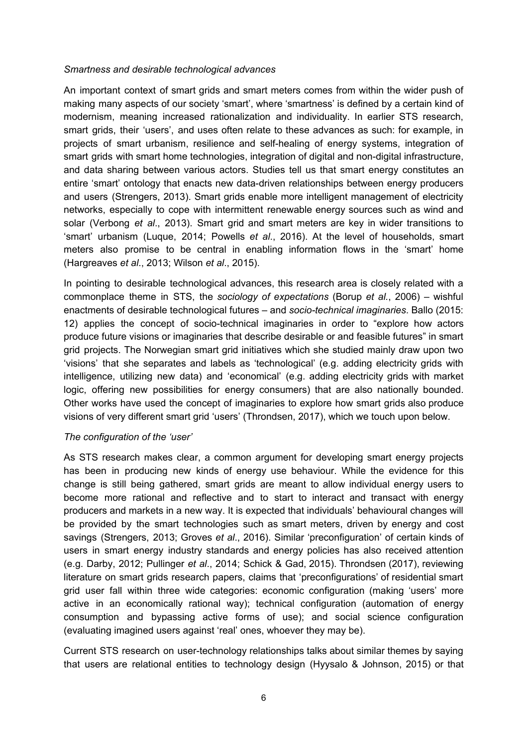*Smartness and desirable technological advances*

An important context of smart grids and smart meters comes from within the wider push of making many aspects of our society 'smart', where 'smartness' is defined by a certain kind of modernism, meaning increased rationalization and individuality. In earlier STS research, smart grids, their 'users', and uses often relate to these advances as such: for example, in projects of smart urbanism, resilience and self-healing of energy systems, integration of smart grids with smart home technologies, integration of digital and non-digital infrastructure, and data sharing between various actors. Studies tell us that smart energy constitutes an entire 'smart' ontology that enacts new data-driven relationships between energy producers and users (Strengers, 2013). Smart grids enable more intelligent management of electricity networks, especially to cope with intermittent renewable energy sources such as wind and solar (Verbong *et al*., 2013). Smart grid and smart meters are key in wider transitions to 'smart' urbanism (Luque, 2014; Powells *et al*., 2016). At the level of households, smart meters also promise to be central in enabling information flows in the 'smart' home (Hargreaves *et al*., 2013; Wilson *et al*., 2015).

In pointing to desirable technological advances, this research area is closely related with a commonplace theme in STS, the *sociology of expectations* (Borup *et al.*, 2006) – wishful enactments of desirable technological futures – and *socio-technical imaginaries*. Ballo (2015: 12) applies the concept of socio-technical imaginaries in order to "explore how actors produce future visions or imaginaries that describe desirable or and feasible futures" in smart grid projects. The Norwegian smart grid initiatives which she studied mainly draw upon two 'visions' that she separates and labels as 'technological' (e.g. adding electricity grids with intelligence, utilizing new data) and 'economical' (e.g. adding electricity grids with market logic, offering new possibilities for energy consumers) that are also nationally bounded. Other works have used the concept of imaginaries to explore how smart grids also produce visions of very different smart grid 'users' (Throndsen, 2017), which we touch upon below.

*The configuration of the 'user'*

As STS research makes clear, a common argument for developing smart energy projects has been in producing new kinds of energy use behaviour. While the evidence for this change is still being gathered, smart grids are meant to allow individual energy users to become more rational and reflective and to start to interact and transact with energy producers and markets in a new way. It is expected that individuals' behavioural changes will be provided by the smart technologies such as smart meters, driven by energy and cost savings (Strengers, 2013; Groves *et al*., 2016). Similar 'preconfiguration' of certain kinds of users in smart energy industry standards and energy policies has also received attention (e.g. Darby, 2012; Pullinger *et al*., 2014; Schick & Gad, 2015). Throndsen (2017), reviewing literature on smart grids research papers, claims that 'preconfigurations' of residential smart grid user fall within three wide categories: economic configuration (making 'users' more active in an economically rational way); technical configuration (automation of energy consumption and bypassing active forms of use); and social science configuration (evaluating imagined users against 'real' ones, whoever they may be).

Current STS research on user-technology relationships talks about similar themes by saying that users are relational entities to technology design (Hyysalo & Johnson, 2015) or that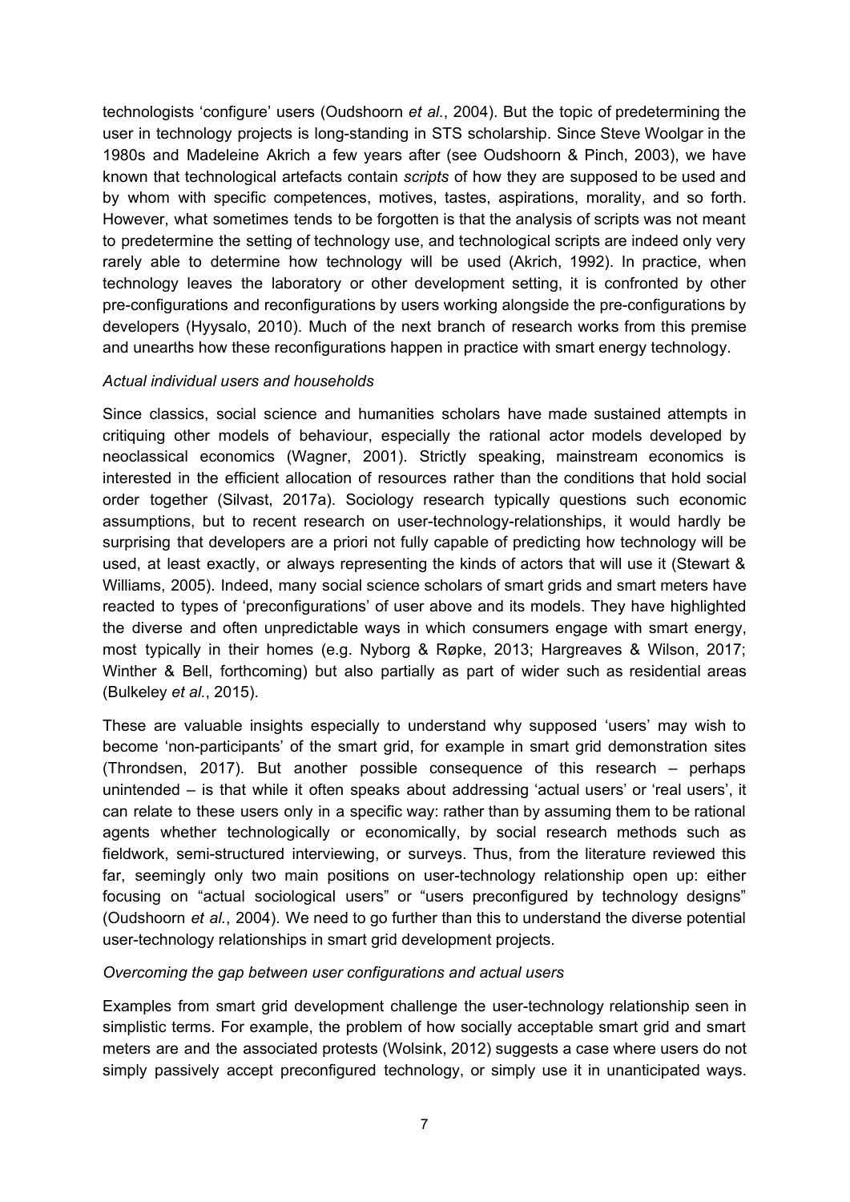technologists 'configure' users (Oudshoorn *et al.*, 2004). But the topic of predetermining the user in technology projects is long-standing in STS scholarship. Since Steve Woolgar in the 1980s and Madeleine Akrich a few years after (see Oudshoorn & Pinch, 2003), we have known that technological artefacts contain *scripts* of how they are supposed to be used and by whom with specific competences, motives, tastes, aspirations, morality, and so forth. However, what sometimes tends to be forgotten is that the analysis of scripts was not meant to predetermine the setting of technology use, and technological scripts are indeed only very rarely able to determine how technology will be used (Akrich, 1992). In practice, when technology leaves the laboratory or other development setting, it is confronted by other pre-configurations and reconfigurations by users working alongside the pre-configurations by developers (Hyysalo, 2010). Much of the next branch of research works from this premise and unearths how these reconfigurations happen in practice with smart energy technology.

*Actual individual users and households*

Since classics, social science and humanities scholars have made sustained attempts in critiquing other models of behaviour, especially the rational actor models developed by neoclassical economics (Wagner, 2001). Strictly speaking, mainstream economics is interested in the efficient allocation of resources rather than the conditions that hold social order together (Silvast, 2017a). Sociology research typically questions such economic assumptions, but to recent research on user-technology-relationships, it would hardly be surprising that developers are a priori not fully capable of predicting how technology will be used, at least exactly, or always representing the kinds of actors that will use it (Stewart & Williams, 2005). Indeed, many social science scholars of smart grids and smart meters have reacted to types of 'preconfigurations' of user above and its models. They have highlighted the diverse and often unpredictable ways in which consumers engage with smart energy, most typically in their homes (e.g. Nyborg & Røpke, 2013; Hargreaves & Wilson, 2017; Winther & Bell, forthcoming) but also partially as part of wider such as residential areas (Bulkeley *et al.*, 2015).

These are valuable insights especially to understand why supposed 'users' may wish to become 'non-participants' of the smart grid, for example in smart grid demonstration sites (Throndsen, 2017). But another possible consequence of this research – perhaps unintended – is that while it often speaks about addressing 'actual users' or 'real users', it can relate to these users only in a specific way: rather than by assuming them to be rational agents whether technologically or economically, by social research methods such as fieldwork, semi-structured interviewing, or surveys. Thus, from the literature reviewed this far, seemingly only two main positions on user-technology relationship open up: either focusing on "actual sociological users" or "users preconfigured by technology designs" (Oudshoorn *et al.*, 2004). We need to go further than this to understand the diverse potential user-technology relationships in smart grid development projects.

*Overcoming the gap between user configurations and actual users*

Examples from smart grid development challenge the user-technology relationship seen in simplistic terms. For example, the problem of how socially acceptable smart grid and smart meters are and the associated protests (Wolsink, 2012) suggests a case where users do not simply passively accept preconfigured technology, or simply use it in unanticipated ways.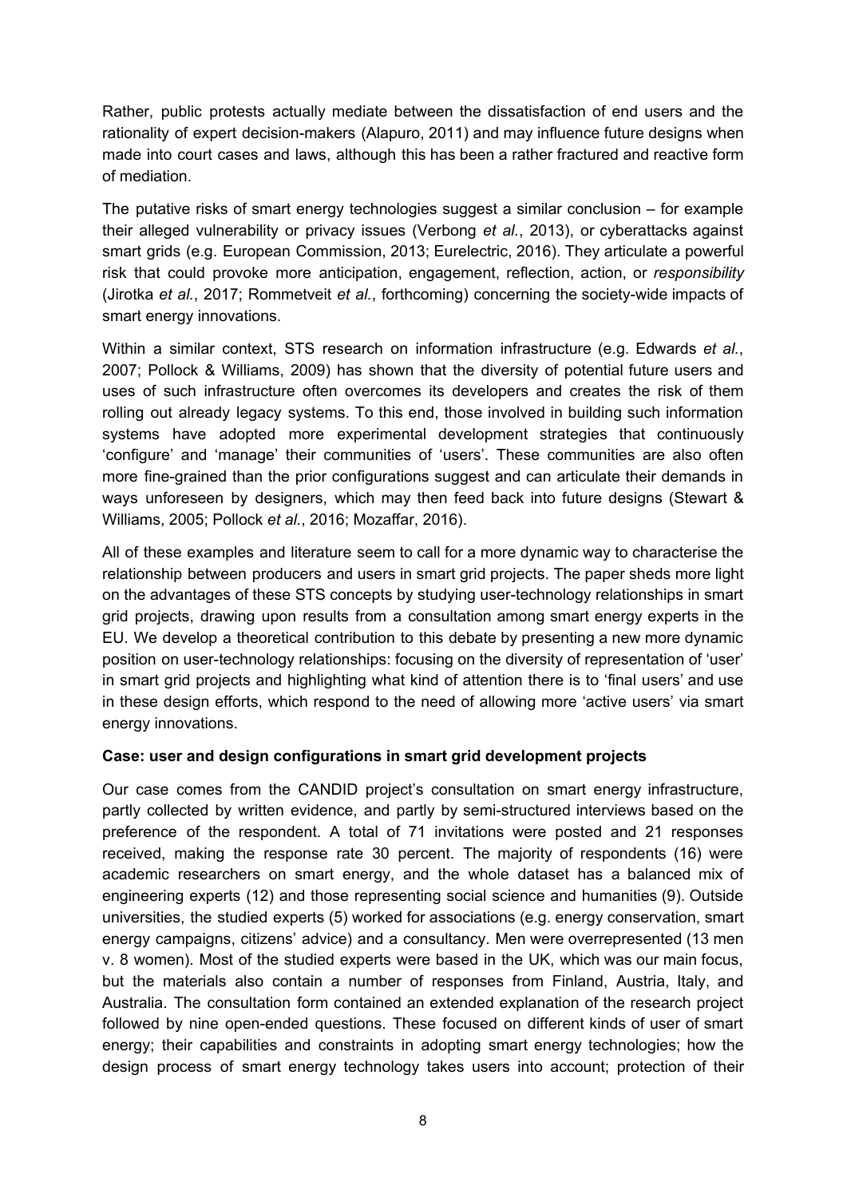Rather, public protests actually mediate between the dissatisfaction of end users and the rationality of expert decision-makers (Alapuro, 2011) and may influence future designs when made into court cases and laws, although this has been a rather fractured and reactive form of mediation.

The putative risks of smart energy technologies suggest a similar conclusion – for example their alleged vulnerability or privacy issues (Verbong *et al.*, 2013), or cyberattacks against smart grids (e.g. European Commission, 2013; Eurelectric, 2016). They articulate a powerful risk that could provoke more anticipation, engagement, reflection, action, or *responsibility* (Jirotka *et al.*, 2017; Rommetveit *et al.*, forthcoming) concerning the society-wide impacts of smart energy innovations.

Within a similar context, STS research on information infrastructure (e.g. Edwards *et al.*, 2007; Pollock & Williams, 2009) has shown that the diversity of potential future users and uses of such infrastructure often overcomes its developers and creates the risk of them rolling out already legacy systems. To this end, those involved in building such information systems have adopted more experimental development strategies that continuously 'configure' and 'manage' their communities of 'users'. These communities are also often more fine-grained than the prior configurations suggest and can articulate their demands in ways unforeseen by designers, which may then feed back into future designs (Stewart & Williams, 2005; Pollock *et al.*, 2016; Mozaffar, 2016).

All of these examples and literature seem to call for a more dynamic way to characterise the relationship between producers and users in smart grid projects. The paper sheds more light on the advantages of these STS concepts by studying user-technology relationships in smart grid projects, drawing upon results from a consultation among smart energy experts in the EU. We develop a theoretical contribution to this debate by presenting a new more dynamic position on user-technology relationships: focusing on the diversity of representation of 'user' in smart grid projects and highlighting what kind of attention there is to 'final users' and use in these design efforts, which respond to the need of allowing more 'active users' via smart energy innovations.

**Case: user and design configurations in smart grid development projects**

Our case comes from the CANDID project's consultation on smart energy infrastructure, partly collected by written evidence, and partly by semi-structured interviews based on the preference of the respondent. A total of 71 invitations were posted and 21 responses received, making the response rate 30 percent. The majority of respondents (16) were academic researchers on smart energy, and the whole dataset has a balanced mix of engineering experts (12) and those representing social science and humanities (9). Outside universities, the studied experts (5) worked for associations (e.g. energy conservation, smart energy campaigns, citizens' advice) and a consultancy. Men were overrepresented (13 men v. 8 women). Most of the studied experts were based in the UK, which was our main focus, but the materials also contain a number of responses from Finland, Austria, Italy, and Australia. The consultation form contained an extended explanation of the research project followed by nine open-ended questions. These focused on different kinds of user of smart energy; their capabilities and constraints in adopting smart energy technologies; how the design process of smart energy technology takes users into account; protection of their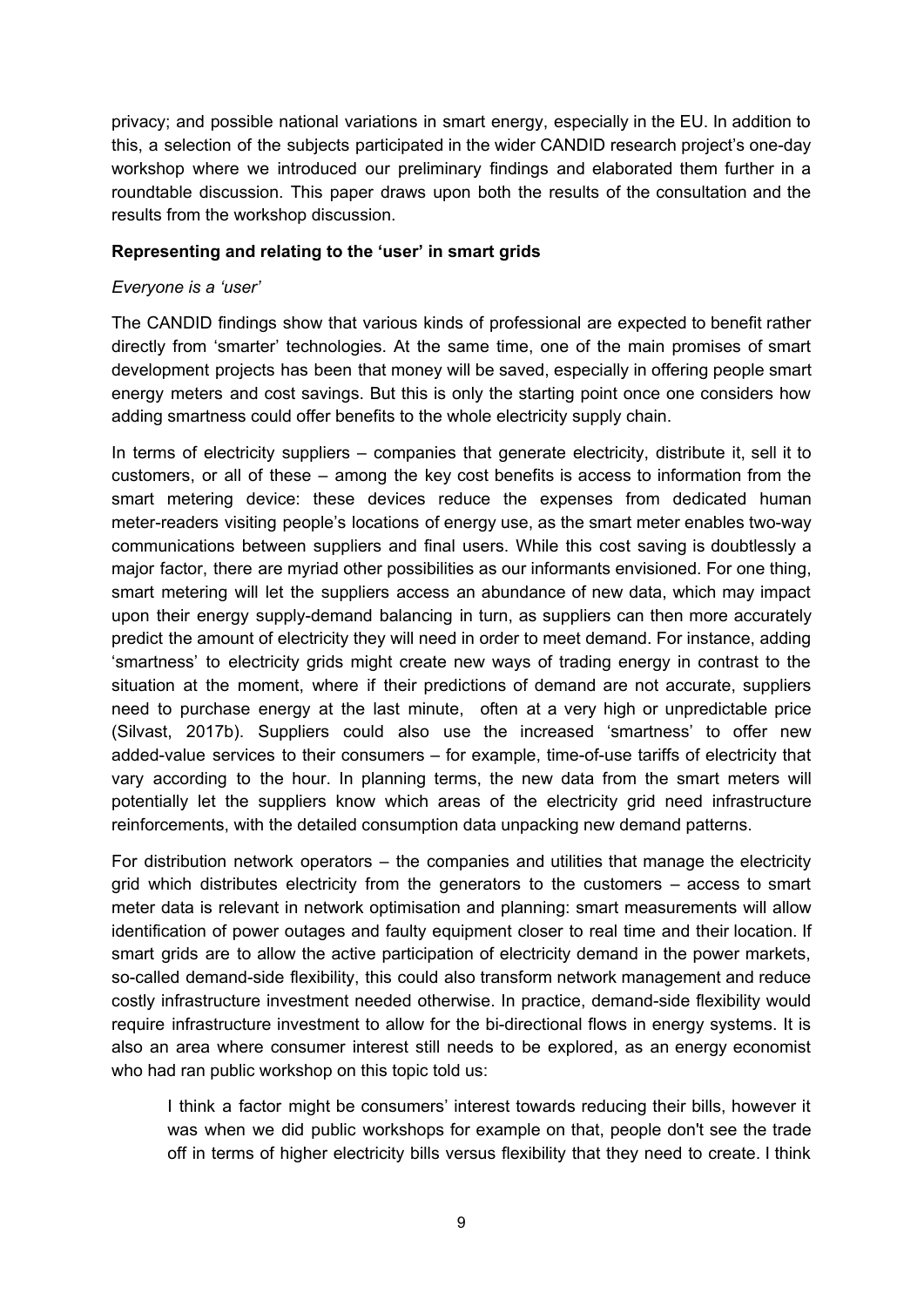privacy; and possible national variations in smart energy, especially in the EU. In addition to this, a selection of the subjects participated in the wider CANDID research project's one-day workshop where we introduced our preliminary findings and elaborated them further in a roundtable discussion. This paper draws upon both the results of the consultation and the results from the workshop discussion.

**Representing and relating to the 'user' in smart grids**

*Everyone is a 'user'*

The CANDID findings show that various kinds of professional are expected to benefit rather directly from 'smarter' technologies. At the same time, one of the main promises of smart development projects has been that money will be saved, especially in offering people smart energy meters and cost savings. But this is only the starting point once one considers how adding smartness could offer benefits to the whole electricity supply chain.

In terms of electricity suppliers – companies that generate electricity, distribute it, sell it to customers, or all of these – among the key cost benefits is access to information from the smart metering device: these devices reduce the expenses from dedicated human meter-readers visiting people's locations of energy use, as the smart meter enables two-way communications between suppliers and final users. While this cost saving is doubtlessly a major factor, there are myriad other possibilities as our informants envisioned. For one thing, smart metering will let the suppliers access an abundance of new data, which may impact upon their energy supply-demand balancing in turn, as suppliers can then more accurately predict the amount of electricity they will need in order to meet demand. For instance, adding 'smartness' to electricity grids might create new ways of trading energy in contrast to the situation at the moment, where if their predictions of demand are not accurate, suppliers need to purchase energy at the last minute, often at a very high or unpredictable price (Silvast, 2017b). Suppliers could also use the increased 'smartness' to offer new added-value services to their consumers – for example, time-of-use tariffs of electricity that vary according to the hour. In planning terms, the new data from the smart meters will potentially let the suppliers know which areas of the electricity grid need infrastructure reinforcements, with the detailed consumption data unpacking new demand patterns.

For distribution network operators – the companies and utilities that manage the electricity grid which distributes electricity from the generators to the customers – access to smart meter data is relevant in network optimisation and planning: smart measurements will allow identification of power outages and faulty equipment closer to real time and their location. If smart grids are to allow the active participation of electricity demand in the power markets, so-called demand-side flexibility, this could also transform network management and reduce costly infrastructure investment needed otherwise. In practice, demand-side flexibility would require infrastructure investment to allow for the bi-directional flows in energy systems. It is also an area where consumer interest still needs to be explored, as an energy economist who had ran public workshop on this topic told us:

> I think a factor might be consumers' interest towards reducing their bills, however it was when we did public workshops for example on that, people don't see the trade off in terms of higher electricity bills versus flexibility that they need to create. I think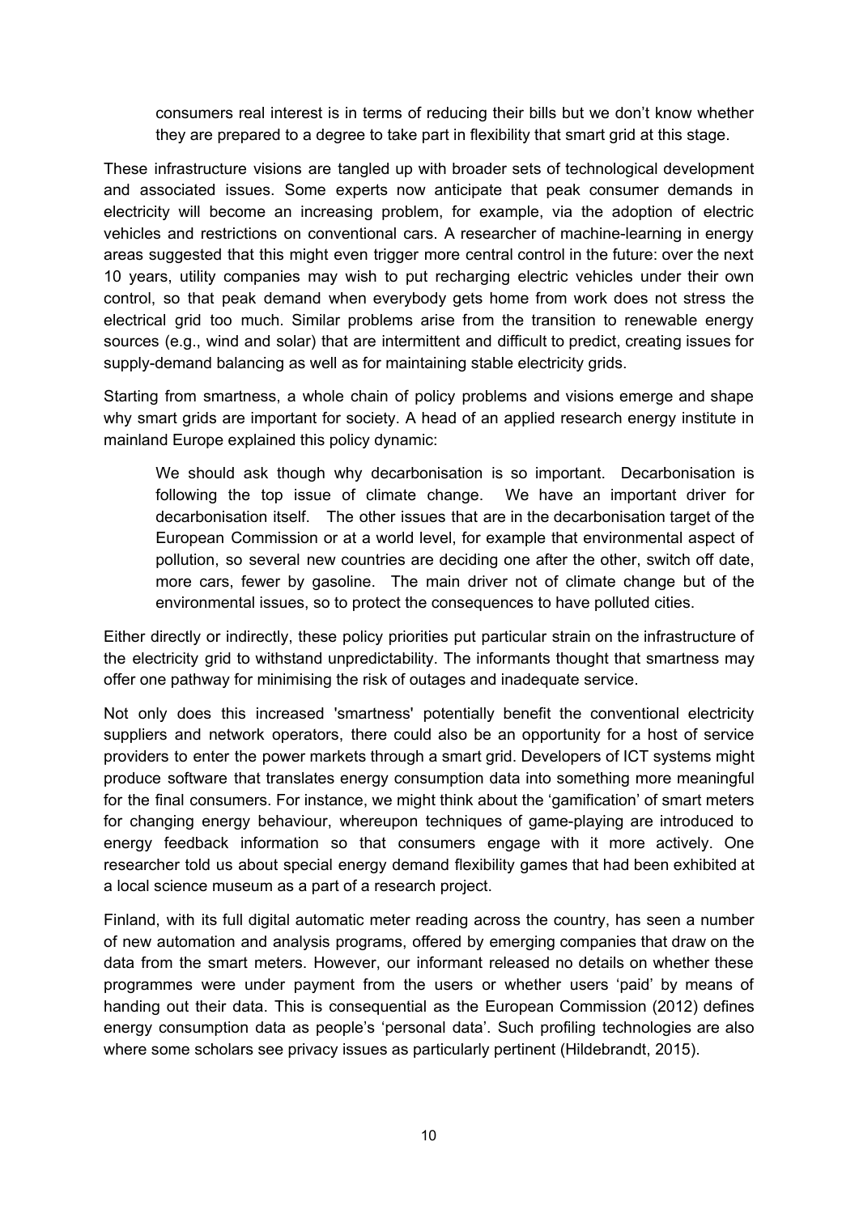> consumers real interest is in terms of reducing their bills but we don't know whether they are prepared to a degree to take part in flexibility that smart grid at this stage.

These infrastructure visions are tangled up with broader sets of technological development and associated issues. Some experts now anticipate that peak consumer demands in electricity will become an increasing problem, for example, via the adoption of electric vehicles and restrictions on conventional cars. A researcher of machine-learning in energy areas suggested that this might even trigger more central control in the future: over the next 10 years, utility companies may wish to put recharging electric vehicles under their own control, so that peak demand when everybody gets home from work does not stress the electrical grid too much. Similar problems arise from the transition to renewable energy sources (e.g., wind and solar) that are intermittent and difficult to predict, creating issues for supply-demand balancing as well as for maintaining stable electricity grids.

Starting from smartness, a whole chain of policy problems and visions emerge and shape why smart grids are important for society. A head of an applied research energy institute in mainland Europe explained this policy dynamic:

> We should ask though why decarbonisation is so important. Decarbonisation is following the top issue of climate change. We have an important driver for decarbonisation itself. The other issues that are in the decarbonisation target of the European Commission or at a world level, for example that environmental aspect of pollution, so several new countries are deciding one after the other, switch off date, more cars, fewer by gasoline. The main driver not of climate change but of the environmental issues, so to protect the consequences to have polluted cities.

Either directly or indirectly, these policy priorities put particular strain on the infrastructure of the electricity grid to withstand unpredictability. The informants thought that smartness may offer one pathway for minimising the risk of outages and inadequate service.

Not only does this increased 'smartness' potentially benefit the conventional electricity suppliers and network operators, there could also be an opportunity for a host of service providers to enter the power markets through a smart grid. Developers of ICT systems might produce software that translates energy consumption data into something more meaningful for the final consumers. For instance, we might think about the 'gamification' of smart meters for changing energy behaviour, whereupon techniques of game-playing are introduced to energy feedback information so that consumers engage with it more actively. One researcher told us about special energy demand flexibility games that had been exhibited at a local science museum as a part of a research project.

Finland, with its full digital automatic meter reading across the country, has seen a number of new automation and analysis programs, offered by emerging companies that draw on the data from the smart meters. However, our informant released no details on whether these programmes were under payment from the users or whether users 'paid' by means of handing out their data. This is consequential as the European Commission (2012) defines energy consumption data as people's 'personal data'. Such profiling technologies are also where some scholars see privacy issues as particularly pertinent (Hildebrandt, 2015).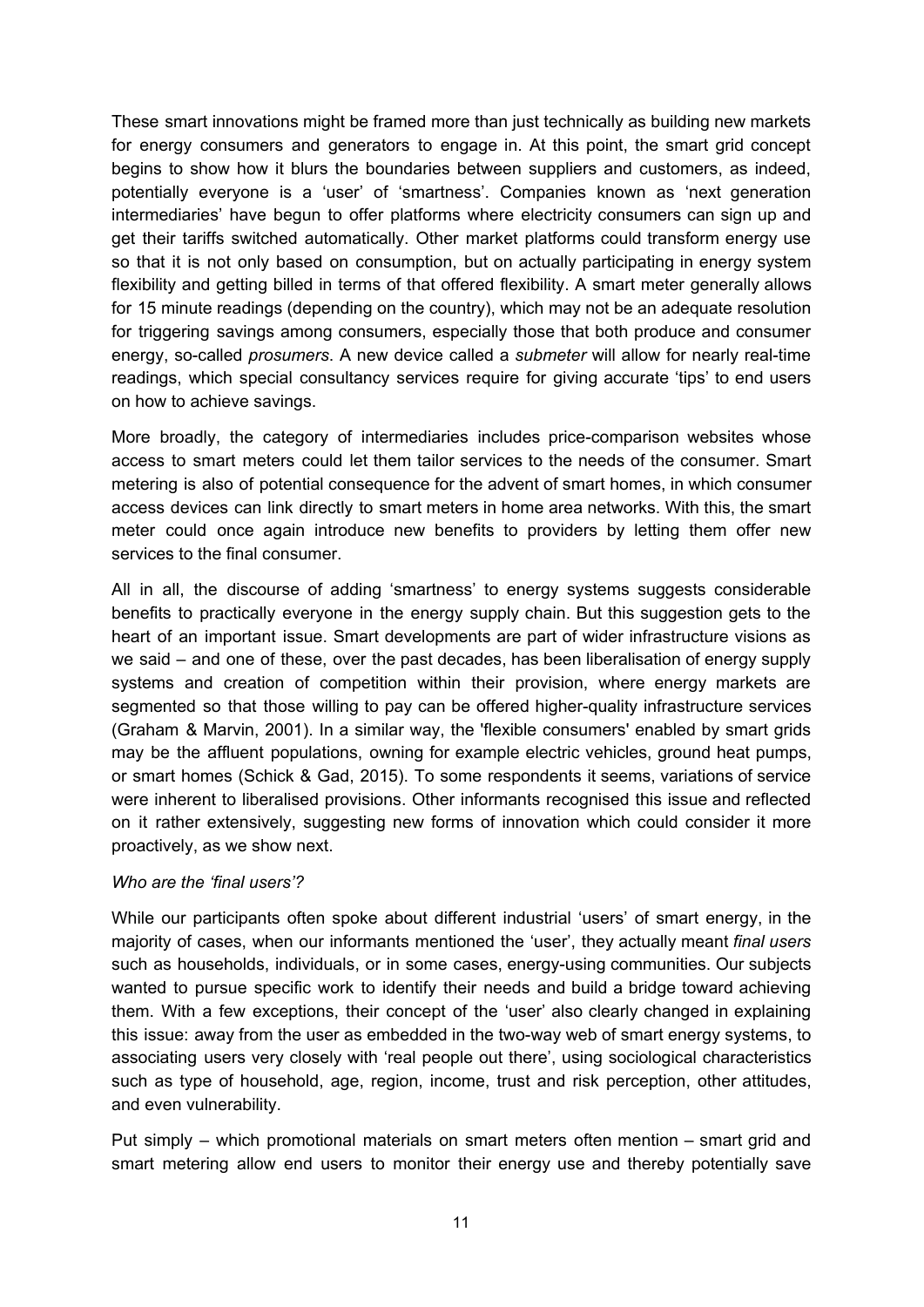These smart innovations might be framed more than just technically as building new markets for energy consumers and generators to engage in. At this point, the smart grid concept begins to show how it blurs the boundaries between suppliers and customers, as indeed, potentially everyone is a 'user' of 'smartness'. Companies known as 'next generation intermediaries' have begun to offer platforms where electricity consumers can sign up and get their tariffs switched automatically. Other market platforms could transform energy use so that it is not only based on consumption, but on actually participating in energy system flexibility and getting billed in terms of that offered flexibility. A smart meter generally allows for 15 minute readings (depending on the country), which may not be an adequate resolution for triggering savings among consumers, especially those that both produce and consumer energy, so-called *prosumers*. A new device called a *submeter* will allow for nearly real-time readings, which special consultancy services require for giving accurate 'tips' to end users on how to achieve savings.

More broadly, the category of intermediaries includes price-comparison websites whose access to smart meters could let them tailor services to the needs of the consumer. Smart metering is also of potential consequence for the advent of smart homes, in which consumer access devices can link directly to smart meters in home area networks. With this, the smart meter could once again introduce new benefits to providers by letting them offer new services to the final consumer.

All in all, the discourse of adding 'smartness' to energy systems suggests considerable benefits to practically everyone in the energy supply chain. But this suggestion gets to the heart of an important issue. Smart developments are part of wider infrastructure visions as we said – and one of these, over the past decades, has been liberalisation of energy supply systems and creation of competition within their provision, where energy markets are segmented so that those willing to pay can be offered higher-quality infrastructure services (Graham & Marvin, 2001). In a similar way, the 'flexible consumers' enabled by smart grids may be the affluent populations, owning for example electric vehicles, ground heat pumps, or smart homes (Schick & Gad, 2015). To some respondents it seems, variations of service were inherent to liberalised provisions. Other informants recognised this issue and reflected on it rather extensively, suggesting new forms of innovation which could consider it more proactively, as we show next.

*Who are the 'final users'?*

While our participants often spoke about different industrial 'users' of smart energy, in the majority of cases, when our informants mentioned the 'user', they actually meant *final users* such as households, individuals, or in some cases, energy-using communities. Our subjects wanted to pursue specific work to identify their needs and build a bridge toward achieving them. With a few exceptions, their concept of the 'user' also clearly changed in explaining this issue: away from the user as embedded in the two-way web of smart energy systems, to associating users very closely with 'real people out there', using sociological characteristics such as type of household, age, region, income, trust and risk perception, other attitudes, and even vulnerability.

Put simply – which promotional materials on smart meters often mention – smart grid and smart metering allow end users to monitor their energy use and thereby potentially save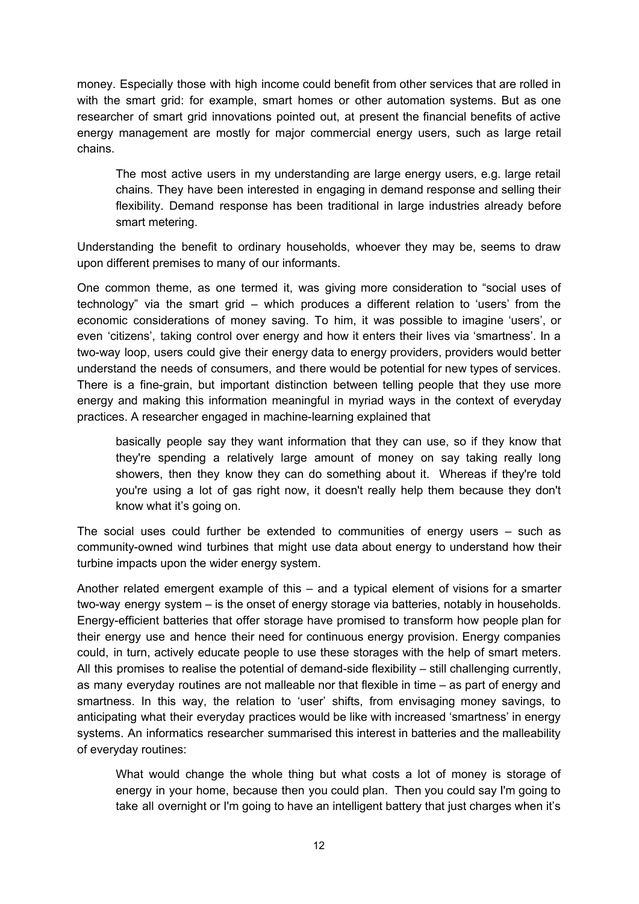money. Especially those with high income could benefit from other services that are rolled in with the smart grid: for example, smart homes or other automation systems. But as one researcher of smart grid innovations pointed out, at present the financial benefits of active energy management are mostly for major commercial energy users, such as large retail chains.

> The most active users in my understanding are large energy users, e.g. large retail chains. They have been interested in engaging in demand response and selling their flexibility. Demand response has been traditional in large industries already before smart metering.

Understanding the benefit to ordinary households, whoever they may be, seems to draw upon different premises to many of our informants.

One common theme, as one termed it, was giving more consideration to "social uses of technology" via the smart grid – which produces a different relation to 'users' from the economic considerations of money saving. To him, it was possible to imagine 'users', or even 'citizens', taking control over energy and how it enters their lives via 'smartness'. In a two-way loop, users could give their energy data to energy providers, providers would better understand the needs of consumers, and there would be potential for new types of services. There is a fine-grain, but important distinction between telling people that they use more energy and making this information meaningful in myriad ways in the context of everyday practices. A researcher engaged in machine-learning explained that

> basically people say they want information that they can use, so if they know that they're spending a relatively large amount of money on say taking really long showers, then they know they can do something about it. Whereas if they're told you're using a lot of gas right now, it doesn't really help them because they don't know what it's going on.

The social uses could further be extended to communities of energy users – such as community-owned wind turbines that might use data about energy to understand how their turbine impacts upon the wider energy system.

Another related emergent example of this – and a typical element of visions for a smarter two-way energy system – is the onset of energy storage via batteries, notably in households. Energy-efficient batteries that offer storage have promised to transform how people plan for their energy use and hence their need for continuous energy provision. Energy companies could, in turn, actively educate people to use these storages with the help of smart meters. All this promises to realise the potential of demand-side flexibility – still challenging currently, as many everyday routines are not malleable nor that flexible in time – as part of energy and smartness. In this way, the relation to 'user' shifts, from envisaging money savings, to anticipating what their everyday practices would be like with increased 'smartness' in energy systems. An informatics researcher summarised this interest in batteries and the malleability of everyday routines:

> What would change the whole thing but what costs a lot of money is storage of energy in your home, because then you could plan. Then you could say I'm going to take all overnight or I'm going to have an intelligent battery that just charges when it's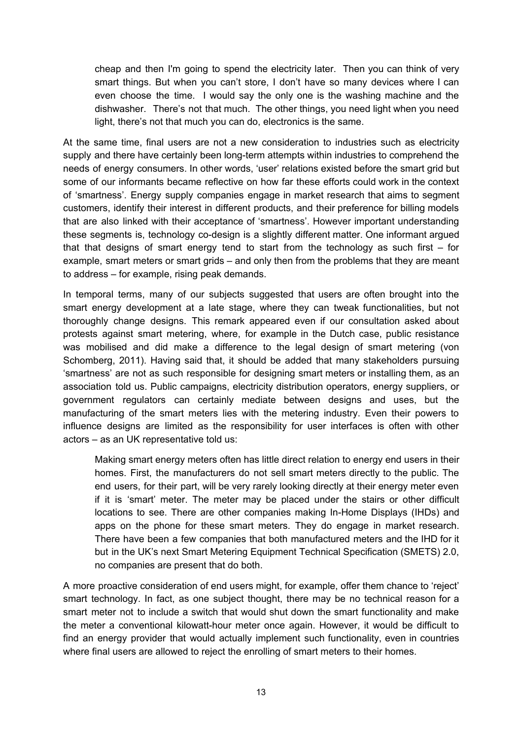> cheap and then I'm going to spend the electricity later. Then you can think of very smart things. But when you can't store, I don't have so many devices where I can even choose the time. I would say the only one is the washing machine and the dishwasher. There's not that much. The other things, you need light when you need light, there's not that much you can do, electronics is the same.

At the same time, final users are not a new consideration to industries such as electricity supply and there have certainly been long-term attempts within industries to comprehend the needs of energy consumers. In other words, 'user' relations existed before the smart grid but some of our informants became reflective on how far these efforts could work in the context of 'smartness'. Energy supply companies engage in market research that aims to segment customers, identify their interest in different products, and their preference for billing models that are also linked with their acceptance of 'smartness'. However important understanding these segments is, technology co-design is a slightly different matter. One informant argued that that designs of smart energy tend to start from the technology as such first – for example, smart meters or smart grids – and only then from the problems that they are meant to address – for example, rising peak demands.

In temporal terms, many of our subjects suggested that users are often brought into the smart energy development at a late stage, where they can tweak functionalities, but not thoroughly change designs. This remark appeared even if our consultation asked about protests against smart metering, where, for example in the Dutch case, public resistance was mobilised and did make a difference to the legal design of smart metering (von Schomberg, 2011). Having said that, it should be added that many stakeholders pursuing 'smartness' are not as such responsible for designing smart meters or installing them, as an association told us. Public campaigns, electricity distribution operators, energy suppliers, or government regulators can certainly mediate between designs and uses, but the manufacturing of the smart meters lies with the metering industry. Even their powers to influence designs are limited as the responsibility for user interfaces is often with other actors – as an UK representative told us:

> Making smart energy meters often has little direct relation to energy end users in their homes. First, the manufacturers do not sell smart meters directly to the public. The end users, for their part, will be very rarely looking directly at their energy meter even if it is 'smart' meter. The meter may be placed under the stairs or other difficult locations to see. There are other companies making In-Home Displays (IHDs) and apps on the phone for these smart meters. They do engage in market research. There have been a few companies that both manufactured meters and the IHD for it but in the UK's next Smart Metering Equipment Technical Specification (SMETS) 2.0, no companies are present that do both.

A more proactive consideration of end users might, for example, offer them chance to 'reject' smart technology. In fact, as one subject thought, there may be no technical reason for a smart meter not to include a switch that would shut down the smart functionality and make the meter a conventional kilowatt-hour meter once again. However, it would be difficult to find an energy provider that would actually implement such functionality, even in countries where final users are allowed to reject the enrolling of smart meters to their homes.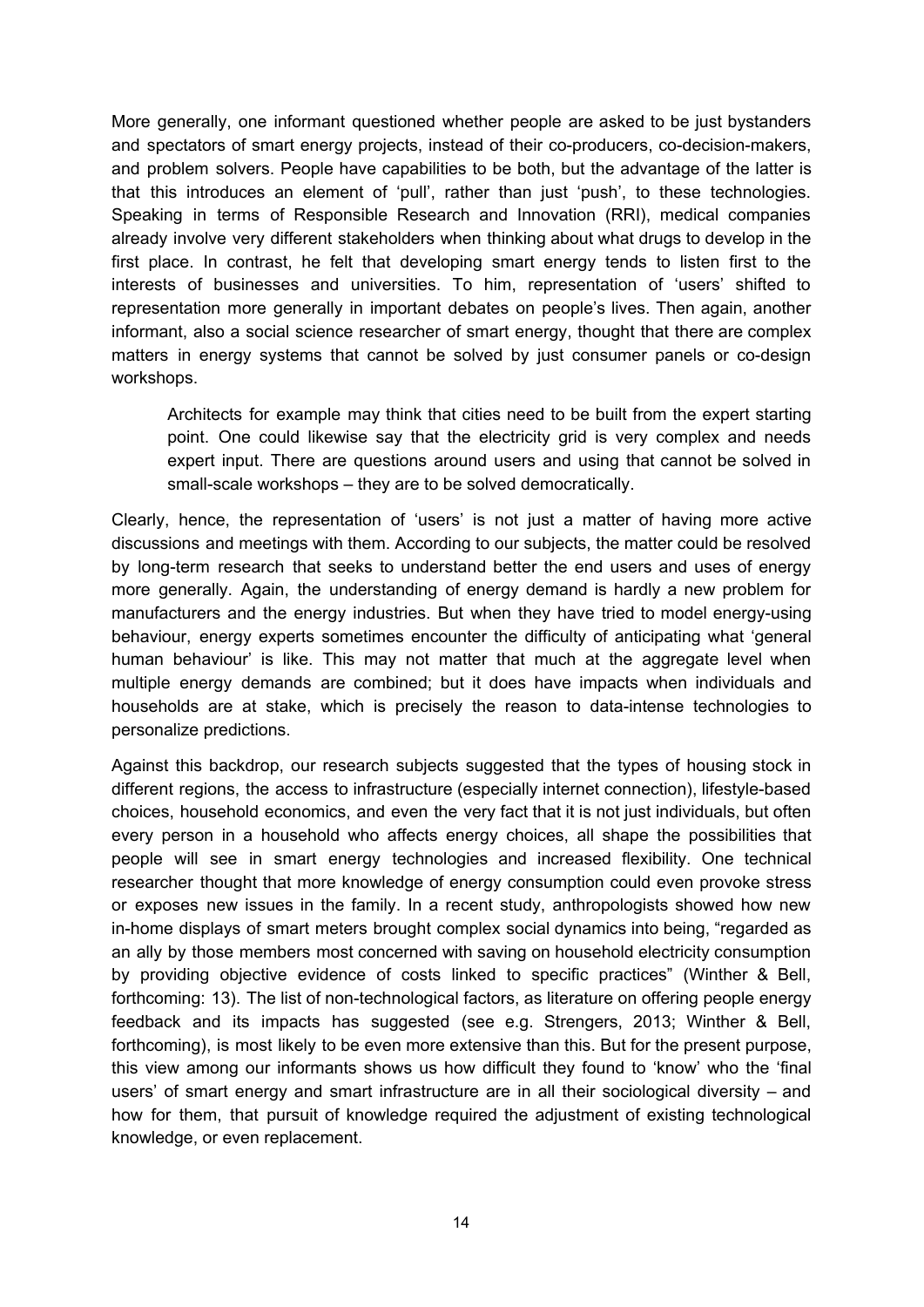More generally, one informant questioned whether people are asked to be just bystanders and spectators of smart energy projects, instead of their co-producers, co-decision-makers, and problem solvers. People have capabilities to be both, but the advantage of the latter is that this introduces an element of 'pull', rather than just 'push', to these technologies. Speaking in terms of Responsible Research and Innovation (RRI), medical companies already involve very different stakeholders when thinking about what drugs to develop in the first place. In contrast, he felt that developing smart energy tends to listen first to the interests of businesses and universities. To him, representation of 'users' shifted to representation more generally in important debates on people's lives. Then again, another informant, also a social science researcher of smart energy, thought that there are complex matters in energy systems that cannot be solved by just consumer panels or co-design workshops.

> Architects for example may think that cities need to be built from the expert starting point. One could likewise say that the electricity grid is very complex and needs expert input. There are questions around users and using that cannot be solved in small-scale workshops – they are to be solved democratically.

Clearly, hence, the representation of 'users' is not just a matter of having more active discussions and meetings with them. According to our subjects, the matter could be resolved by long-term research that seeks to understand better the end users and uses of energy more generally. Again, the understanding of energy demand is hardly a new problem for manufacturers and the energy industries. But when they have tried to model energy-using behaviour, energy experts sometimes encounter the difficulty of anticipating what 'general human behaviour' is like. This may not matter that much at the aggregate level when multiple energy demands are combined; but it does have impacts when individuals and households are at stake, which is precisely the reason to data-intense technologies to personalize predictions.

Against this backdrop, our research subjects suggested that the types of housing stock in different regions, the access to infrastructure (especially internet connection), lifestyle-based choices, household economics, and even the very fact that it is not just individuals, but often every person in a household who affects energy choices, all shape the possibilities that people will see in smart energy technologies and increased flexibility. One technical researcher thought that more knowledge of energy consumption could even provoke stress or exposes new issues in the family. In a recent study, anthropologists showed how new in-home displays of smart meters brought complex social dynamics into being, "regarded as an ally by those members most concerned with saving on household electricity consumption by providing objective evidence of costs linked to specific practices" (Winther & Bell, forthcoming: 13). The list of non-technological factors, as literature on offering people energy feedback and its impacts has suggested (see e.g. Strengers, 2013; Winther & Bell, forthcoming), is most likely to be even more extensive than this. But for the present purpose, this view among our informants shows us how difficult they found to 'know' who the 'final users' of smart energy and smart infrastructure are in all their sociological diversity – and how for them, that pursuit of knowledge required the adjustment of existing technological knowledge, or even replacement.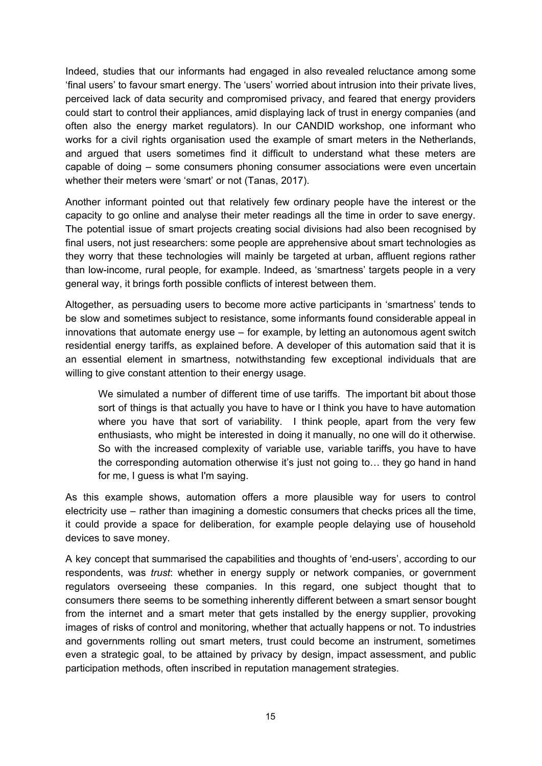Indeed, studies that our informants had engaged in also revealed reluctance among some 'final users' to favour smart energy. The 'users' worried about intrusion into their private lives, perceived lack of data security and compromised privacy, and feared that energy providers could start to control their appliances, amid displaying lack of trust in energy companies (and often also the energy market regulators). In our CANDID workshop, one informant who works for a civil rights organisation used the example of smart meters in the Netherlands, and argued that users sometimes find it difficult to understand what these meters are capable of doing – some consumers phoning consumer associations were even uncertain whether their meters were 'smart' or not (Tanas, 2017).

Another informant pointed out that relatively few ordinary people have the interest or the capacity to go online and analyse their meter readings all the time in order to save energy. The potential issue of smart projects creating social divisions had also been recognised by final users, not just researchers: some people are apprehensive about smart technologies as they worry that these technologies will mainly be targeted at urban, affluent regions rather than low-income, rural people, for example. Indeed, as 'smartness' targets people in a very general way, it brings forth possible conflicts of interest between them.

Altogether, as persuading users to become more active participants in 'smartness' tends to be slow and sometimes subject to resistance, some informants found considerable appeal in innovations that automate energy use – for example, by letting an autonomous agent switch residential energy tariffs, as explained before. A developer of this automation said that it is an essential element in smartness, notwithstanding few exceptional individuals that are willing to give constant attention to their energy usage.

> We simulated a number of different time of use tariffs. The important bit about those sort of things is that actually you have to have or I think you have to have automation where you have that sort of variability. I think people, apart from the very few enthusiasts, who might be interested in doing it manually, no one will do it otherwise. So with the increased complexity of variable use, variable tariffs, you have to have the corresponding automation otherwise it's just not going to… they go hand in hand for me, I guess is what I'm saying.

As this example shows, automation offers a more plausible way for users to control electricity use – rather than imagining a domestic consumers that checks prices all the time, it could provide a space for deliberation, for example people delaying use of household devices to save money.

A key concept that summarised the capabilities and thoughts of 'end-users', according to our respondents, was *trust*: whether in energy supply or network companies, or government regulators overseeing these companies. In this regard, one subject thought that to consumers there seems to be something inherently different between a smart sensor bought from the internet and a smart meter that gets installed by the energy supplier, provoking images of risks of control and monitoring, whether that actually happens or not. To industries and governments rolling out smart meters, trust could become an instrument, sometimes even a strategic goal, to be attained by privacy by design, impact assessment, and public participation methods, often inscribed in reputation management strategies.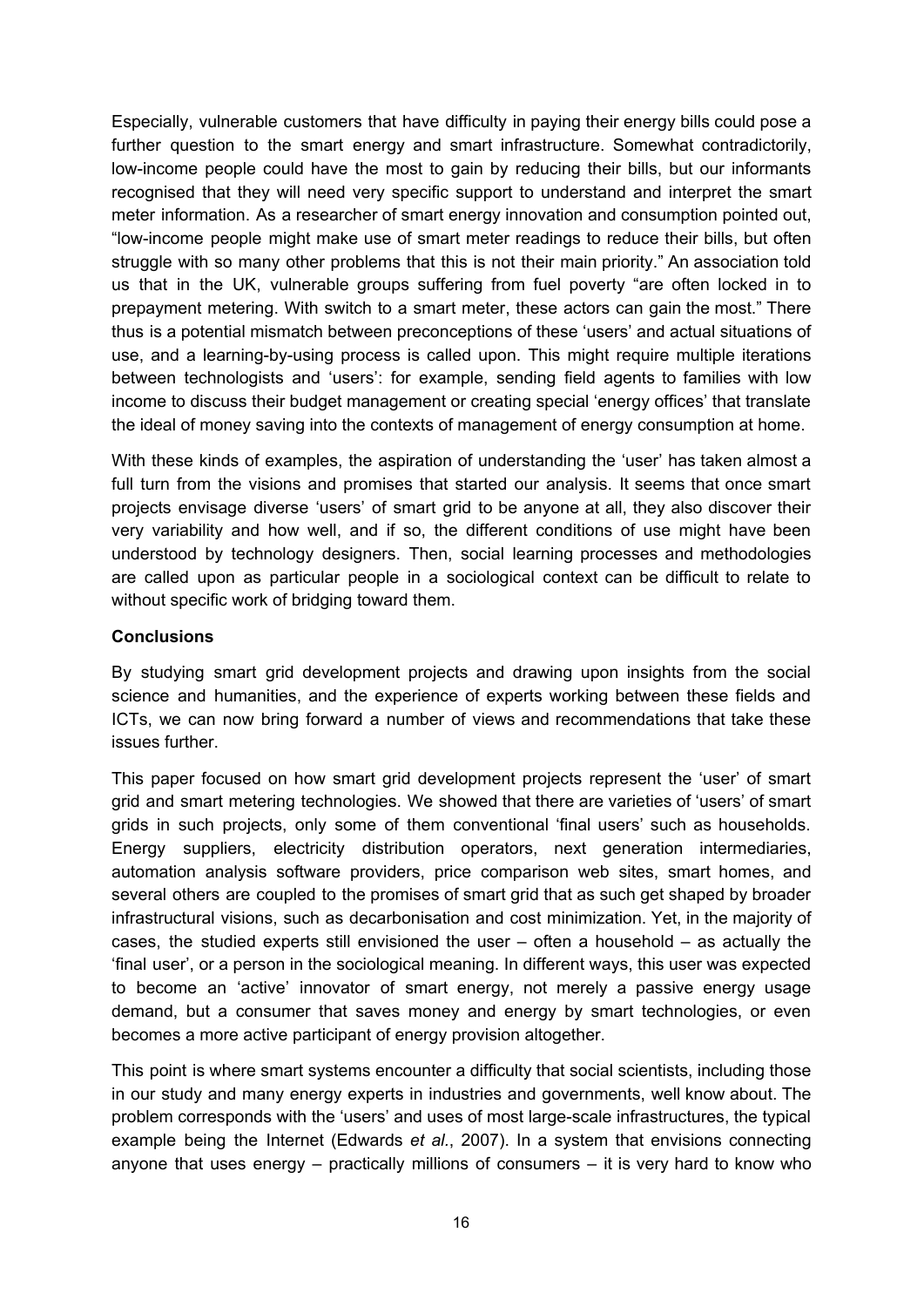Especially, vulnerable customers that have difficulty in paying their energy bills could pose a further question to the smart energy and smart infrastructure. Somewhat contradictorily, low-income people could have the most to gain by reducing their bills, but our informants recognised that they will need very specific support to understand and interpret the smart meter information. As a researcher of smart energy innovation and consumption pointed out, "low-income people might make use of smart meter readings to reduce their bills, but often struggle with so many other problems that this is not their main priority." An association told us that in the UK, vulnerable groups suffering from fuel poverty "are often locked in to prepayment metering. With switch to a smart meter, these actors can gain the most." There thus is a potential mismatch between preconceptions of these 'users' and actual situations of use, and a learning-by-using process is called upon. This might require multiple iterations between technologists and 'users': for example, sending field agents to families with low income to discuss their budget management or creating special 'energy offices' that translate the ideal of money saving into the contexts of management of energy consumption at home.

With these kinds of examples, the aspiration of understanding the 'user' has taken almost a full turn from the visions and promises that started our analysis. It seems that once smart projects envisage diverse 'users' of smart grid to be anyone at all, they also discover their very variability and how well, and if so, the different conditions of use might have been understood by technology designers. Then, social learning processes and methodologies are called upon as particular people in a sociological context can be difficult to relate to without specific work of bridging toward them.

**Conclusions**

By studying smart grid development projects and drawing upon insights from the social science and humanities, and the experience of experts working between these fields and ICTs, we can now bring forward a number of views and recommendations that take these issues further.

This paper focused on how smart grid development projects represent the 'user' of smart grid and smart metering technologies. We showed that there are varieties of 'users' of smart grids in such projects, only some of them conventional 'final users' such as households. Energy suppliers, electricity distribution operators, next generation intermediaries, automation analysis software providers, price comparison web sites, smart homes, and several others are coupled to the promises of smart grid that as such get shaped by broader infrastructural visions, such as decarbonisation and cost minimization. Yet, in the majority of cases, the studied experts still envisioned the user – often a household – as actually the 'final user', or a person in the sociological meaning. In different ways, this user was expected to become an 'active' innovator of smart energy, not merely a passive energy usage demand, but a consumer that saves money and energy by smart technologies, or even becomes a more active participant of energy provision altogether.

This point is where smart systems encounter a difficulty that social scientists, including those in our study and many energy experts in industries and governments, well know about. The problem corresponds with the 'users' and uses of most large-scale infrastructures, the typical example being the Internet (Edwards *et al.*, 2007). In a system that envisions connecting anyone that uses energy – practically millions of consumers – it is very hard to know who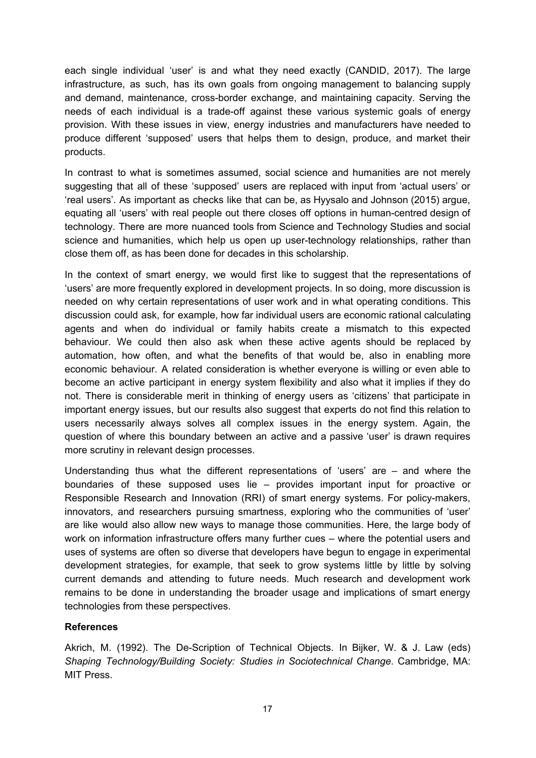each single individual 'user' is and what they need exactly (CANDID, 2017). The large infrastructure, as such, has its own goals from ongoing management to balancing supply and demand, maintenance, cross-border exchange, and maintaining capacity. Serving the needs of each individual is a trade-off against these various systemic goals of energy provision. With these issues in view, energy industries and manufacturers have needed to produce different 'supposed' users that helps them to design, produce, and market their products.

In contrast to what is sometimes assumed, social science and humanities are not merely suggesting that all of these 'supposed' users are replaced with input from 'actual users' or 'real users'. As important as checks like that can be, as Hyysalo and Johnson (2015) argue, equating all 'users' with real people out there closes off options in human-centred design of technology. There are more nuanced tools from Science and Technology Studies and social science and humanities, which help us open up user-technology relationships, rather than close them off, as has been done for decades in this scholarship.

In the context of smart energy, we would first like to suggest that the representations of 'users' are more frequently explored in development projects. In so doing, more discussion is needed on why certain representations of user work and in what operating conditions. This discussion could ask, for example, how far individual users are economic rational calculating agents and when do individual or family habits create a mismatch to this expected behaviour. We could then also ask when these active agents should be replaced by automation, how often, and what the benefits of that would be, also in enabling more economic behaviour. A related consideration is whether everyone is willing or even able to become an active participant in energy system flexibility and also what it implies if they do not. There is considerable merit in thinking of energy users as 'citizens' that participate in important energy issues, but our results also suggest that experts do not find this relation to users necessarily always solves all complex issues in the energy system. Again, the question of where this boundary between an active and a passive 'user' is drawn requires more scrutiny in relevant design processes.

Understanding thus what the different representations of 'users' are – and where the boundaries of these supposed uses lie – provides important input for proactive or Responsible Research and Innovation (RRI) of smart energy systems. For policy-makers, innovators, and researchers pursuing smartness, exploring who the communities of 'user' are like would also allow new ways to manage those communities. Here, the large body of work on information infrastructure offers many further cues – where the potential users and uses of systems are often so diverse that developers have begun to engage in experimental development strategies, for example, that seek to grow systems little by little by solving current demands and attending to future needs. Much research and development work remains to be done in understanding the broader usage and implications of smart energy technologies from these perspectives.

**References**

Akrich, M. (1992). The De-Scription of Technical Objects. In Bijker, W. & J. Law (eds) *Shaping Technology/Building Society: Studies in Sociotechnical Change*. Cambridge, MA: MIT Press.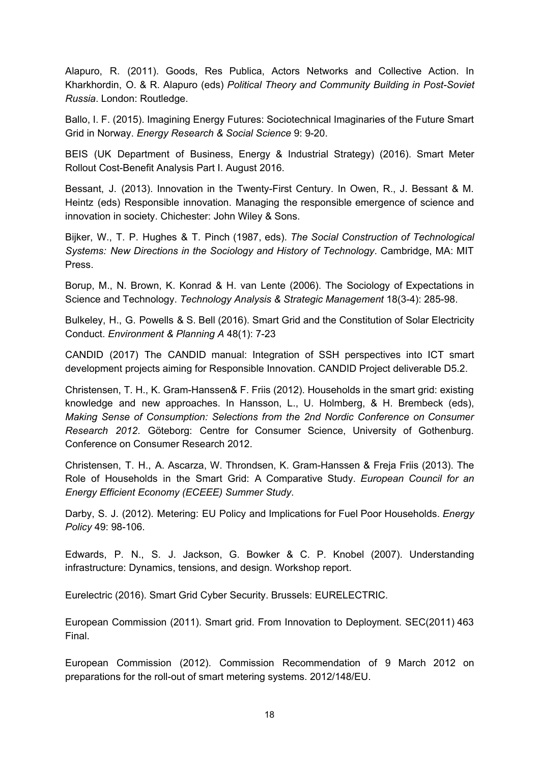Alapuro, R. (2011). Goods, Res Publica, Actors Networks and Collective Action. In Kharkhordin, O. & R. Alapuro (eds) *Political Theory and Community Building in Post-Soviet Russia*. London: Routledge.

Ballo, I. F. (2015). Imagining Energy Futures: Sociotechnical Imaginaries of the Future Smart Grid in Norway. *Energy Research & Social Science* 9: 9-20.

BEIS (UK Department of Business, Energy & Industrial Strategy) (2016). Smart Meter Rollout Cost-Benefit Analysis Part I. August 2016.

Bessant, J. (2013). Innovation in the Twenty-First Century. In Owen, R., J. Bessant & M. Heintz (eds) Responsible innovation. Managing the responsible emergence of science and innovation in society. Chichester: John Wiley & Sons.

Bijker, W., T. P. Hughes & T. Pinch (1987, eds). *The Social Construction of Technological Systems: New Directions in the Sociology and History of Technology*. Cambridge, MA: MIT Press.

Borup, M., N. Brown, K. Konrad & H. van Lente (2006). The Sociology of Expectations in Science and Technology. *Technology Analysis & Strategic Management* 18(3-4): 285-98.

Bulkeley, H., G. Powells & S. Bell (2016). Smart Grid and the Constitution of Solar Electricity Conduct. *Environment & Planning A* 48(1): 7-23

CANDID (2017) The CANDID manual: Integration of SSH perspectives into ICT smart development projects aiming for Responsible Innovation. CANDID Project deliverable D5.2.

Christensen, T. H., K. Gram-Hanssen& F. Friis (2012). Households in the smart grid: existing knowledge and new approaches. In Hansson, L., U. Holmberg, & H. Brembeck (eds), *Making Sense of Consumption: Selections from the 2nd Nordic Conference on Consumer Research 2012*. Göteborg: Centre for Consumer Science, University of Gothenburg. Conference on Consumer Research 2012.

Christensen, T. H., A. Ascarza, W. Throndsen, K. Gram-Hanssen & Freja Friis (2013). The Role of Households in the Smart Grid: A Comparative Study. *European Council for an Energy Efficient Economy (ECEEE) Summer Study*.

Darby, S. J. (2012). Metering: EU Policy and Implications for Fuel Poor Households. *Energy Policy* 49: 98-106.

Edwards, P. N., S. J. Jackson, G. Bowker & C. P. Knobel (2007). Understanding infrastructure: Dynamics, tensions, and design. Workshop report.

Eurelectric (2016). Smart Grid Cyber Security. Brussels: EURELECTRIC.

European Commission (2011). Smart grid. From Innovation to Deployment. SEC(2011) 463 Final.

European Commission (2012). Commission Recommendation of 9 March 2012 on preparations for the roll-out of smart metering systems. 2012/148/EU.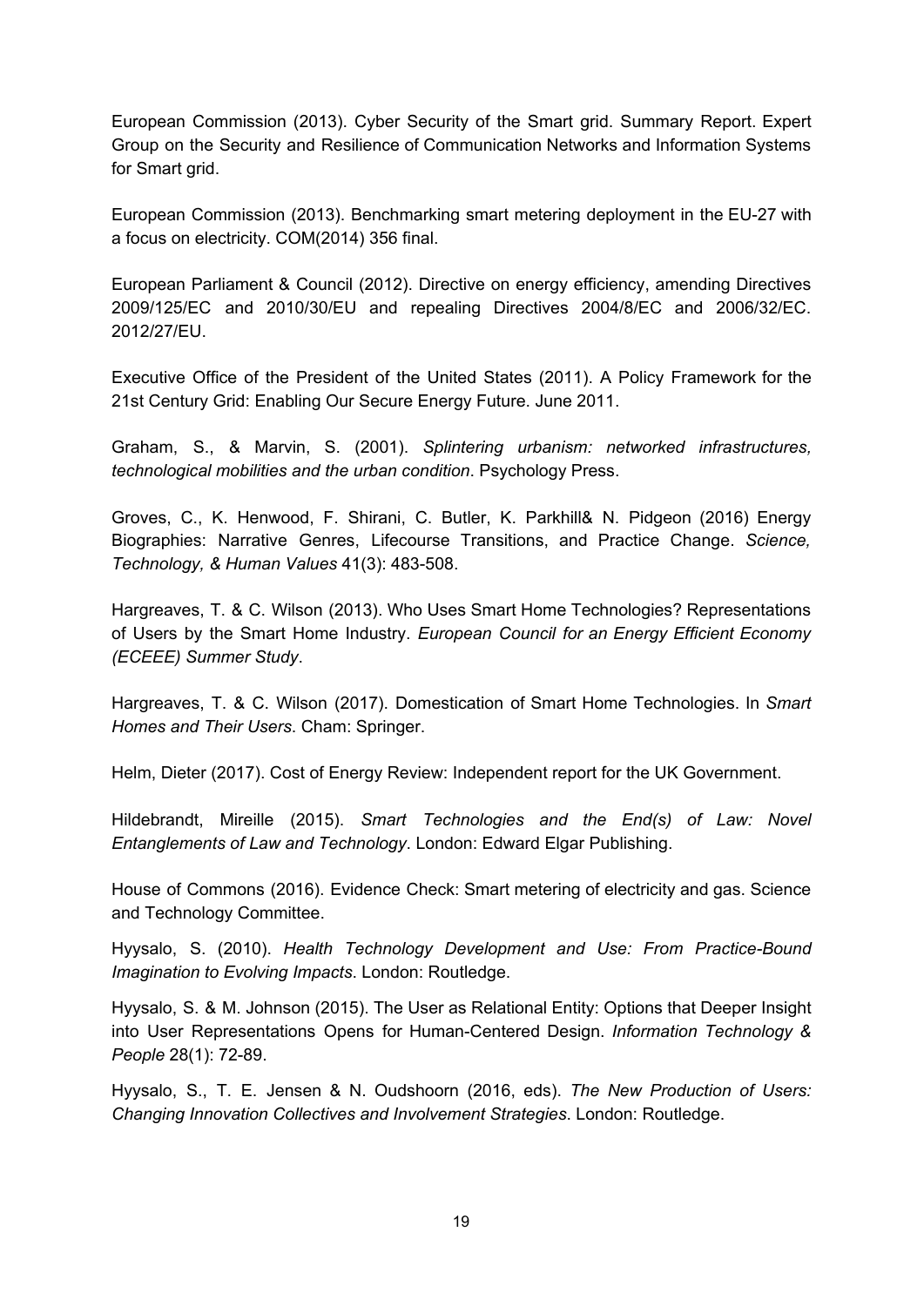European Commission (2013). Cyber Security of the Smart grid. Summary Report. Expert Group on the Security and Resilience of Communication Networks and Information Systems for Smart grid.

European Commission (2013). Benchmarking smart metering deployment in the EU-27 with a focus on electricity. COM(2014) 356 final.

European Parliament & Council (2012). Directive on energy efficiency, amending Directives 2009/125/EC and 2010/30/EU and repealing Directives 2004/8/EC and 2006/32/EC. 2012/27/EU.

Executive Office of the President of the United States (2011). A Policy Framework for the 21st Century Grid: Enabling Our Secure Energy Future. June 2011.

Graham, S., & Marvin, S. (2001). *Splintering urbanism: networked infrastructures, technological mobilities and the urban condition*. Psychology Press.

Groves, C., K. Henwood, F. Shirani, C. Butler, K. Parkhill& N. Pidgeon (2016) Energy Biographies: Narrative Genres, Lifecourse Transitions, and Practice Change. *Science, Technology, & Human Values* 41(3): 483-508.

Hargreaves, T. & C. Wilson (2013). Who Uses Smart Home Technologies? Representations of Users by the Smart Home Industry. *European Council for an Energy Efficient Economy (ECEEE) Summer Study*.

Hargreaves, T. & C. Wilson (2017). Domestication of Smart Home Technologies. In *Smart Homes and Their Users*. Cham: Springer.

Helm, Dieter (2017). Cost of Energy Review: Independent report for the UK Government.

Hildebrandt, Mireille (2015). *Smart Technologies and the End(s) of Law: Novel Entanglements of Law and Technology*. London: Edward Elgar Publishing.

House of Commons (2016). Evidence Check: Smart metering of electricity and gas. Science and Technology Committee.

Hyysalo, S. (2010). *Health Technology Development and Use: From Practice-Bound Imagination to Evolving Impacts*. London: Routledge.

Hyysalo, S. & M. Johnson (2015). The User as Relational Entity: Options that Deeper Insight into User Representations Opens for Human-Centered Design. *Information Technology & People* 28(1): 72-89.

Hyysalo, S., T. E. Jensen & N. Oudshoorn (2016, eds). *The New Production of Users: Changing Innovation Collectives and Involvement Strategies*. London: Routledge.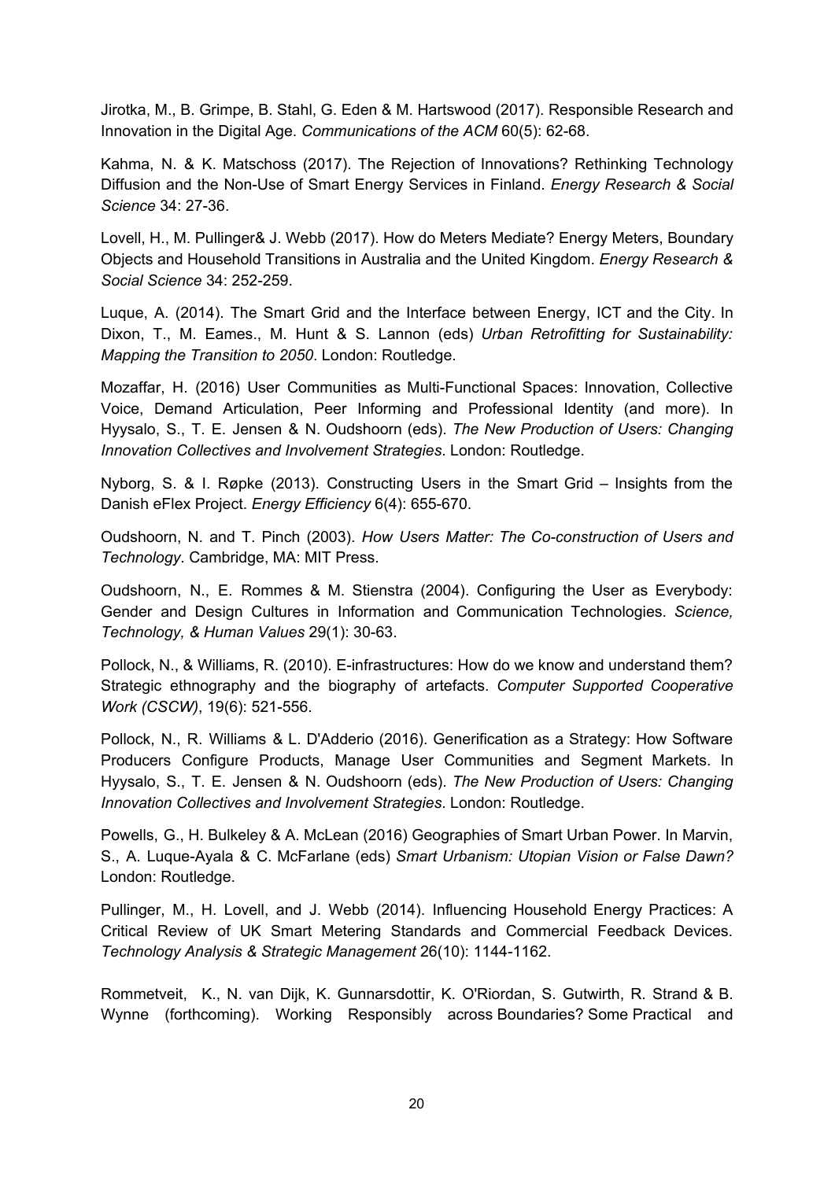Jirotka, M., B. Grimpe, B. Stahl, G. Eden & M. Hartswood (2017). Responsible Research and Innovation in the Digital Age. *Communications of the ACM* 60(5): 62-68.

Kahma, N. & K. Matschoss (2017). The Rejection of Innovations? Rethinking Technology Diffusion and the Non-Use of Smart Energy Services in Finland. *Energy Research & Social Science* 34: 27-36.

Lovell, H., M. Pullinger& J. Webb (2017). How do Meters Mediate? Energy Meters, Boundary Objects and Household Transitions in Australia and the United Kingdom. *Energy Research & Social Science* 34: 252-259.

Luque, A. (2014). The Smart Grid and the Interface between Energy, ICT and the City. In Dixon, T., M. Eames., M. Hunt & S. Lannon (eds) *Urban Retrofitting for Sustainability: Mapping the Transition to 2050*. London: Routledge.

Mozaffar, H. (2016) User Communities as Multi-Functional Spaces: Innovation, Collective Voice, Demand Articulation, Peer Informing and Professional Identity (and more). In Hyysalo, S., T. E. Jensen & N. Oudshoorn (eds). *The New Production of Users: Changing Innovation Collectives and Involvement Strategies*. London: Routledge.

Nyborg, S. & I. Røpke (2013). Constructing Users in the Smart Grid – Insights from the Danish eFlex Project. *Energy Efficiency* 6(4): 655-670.

Oudshoorn, N. and T. Pinch (2003). *How Users Matter: The Co-construction of Users and Technology*. Cambridge, MA: MIT Press.

Oudshoorn, N., E. Rommes & M. Stienstra (2004). Configuring the User as Everybody: Gender and Design Cultures in Information and Communication Technologies. *Science, Technology, & Human Values* 29(1): 30-63.

Pollock, N., & Williams, R. (2010). E-infrastructures: How do we know and understand them? Strategic ethnography and the biography of artefacts. *Computer Supported Cooperative Work (CSCW)*, 19(6): 521-556.

Pollock, N., R. Williams & L. D'Adderio (2016). Generification as a Strategy: How Software Producers Configure Products, Manage User Communities and Segment Markets. In Hyysalo, S., T. E. Jensen & N. Oudshoorn (eds). *The New Production of Users: Changing Innovation Collectives and Involvement Strategies*. London: Routledge.

Powells, G., H. Bulkeley & A. McLean (2016) Geographies of Smart Urban Power. In Marvin, S., A. Luque-Ayala & C. McFarlane (eds) *Smart Urbanism: Utopian Vision or False Dawn?* London: Routledge.

Pullinger, M., H. Lovell, and J. Webb (2014). Influencing Household Energy Practices: A Critical Review of UK Smart Metering Standards and Commercial Feedback Devices. *Technology Analysis & Strategic Management* 26(10): 1144-1162.

Rommetveit, K., N. van Dijk, K. Gunnarsdottir, K. O'Riordan, S. Gutwirth, R. Strand & B. Wynne (forthcoming). Working Responsibly across Boundaries? Some Practical and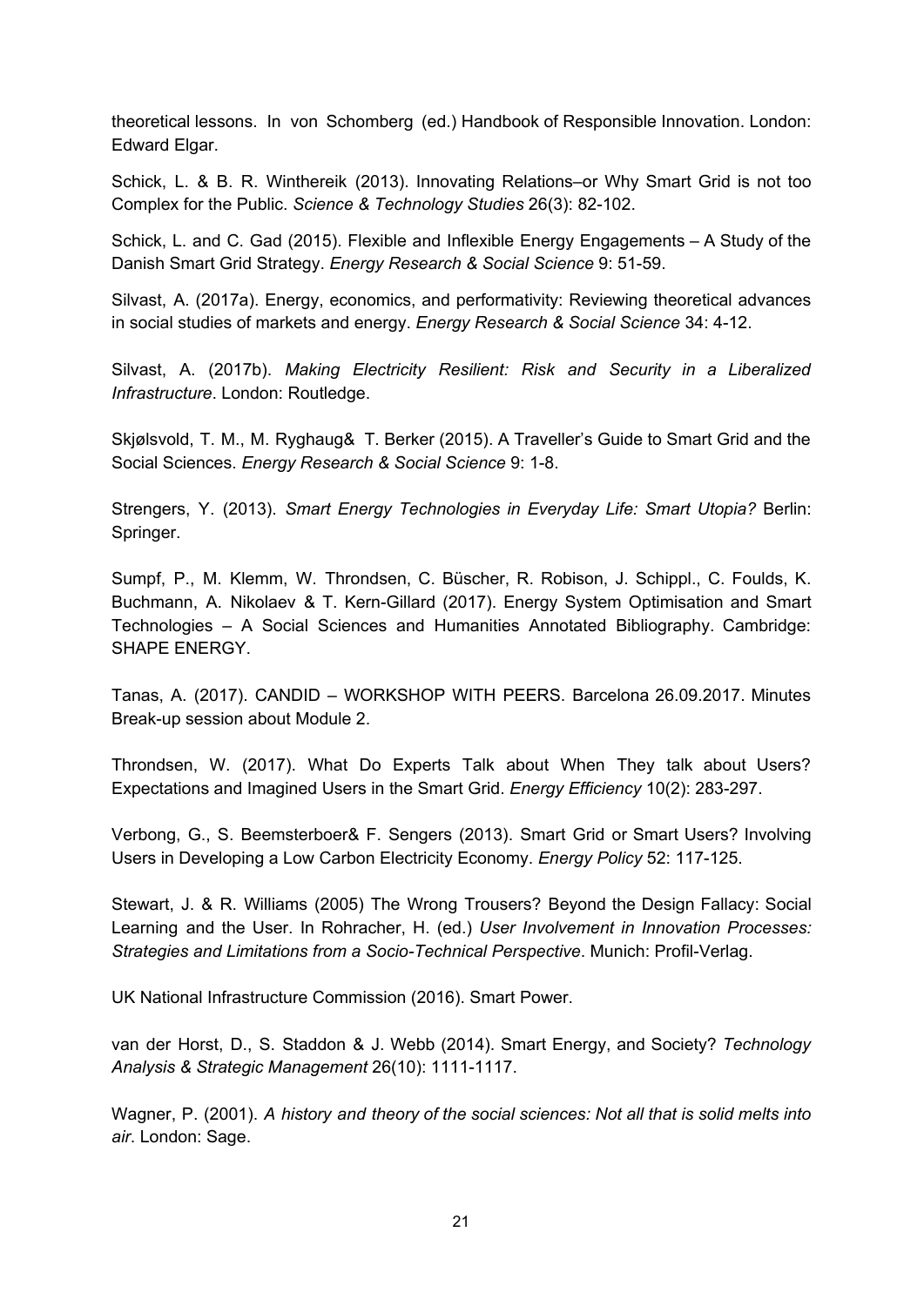theoretical lessons. In von Schomberg (ed.) Handbook of Responsible Innovation. London: Edward Elgar.

Schick, L. & B. R. Winthereik (2013). Innovating Relations–or Why Smart Grid is not too Complex for the Public. *Science & Technology Studies* 26(3): 82-102.

Schick, L. and C. Gad (2015). Flexible and Inflexible Energy Engagements – A Study of the Danish Smart Grid Strategy. *Energy Research & Social Science* 9: 51-59.

Silvast, A. (2017a). Energy, economics, and performativity: Reviewing theoretical advances in social studies of markets and energy. *Energy Research & Social Science* 34: 4-12.

Silvast, A. (2017b). *Making Electricity Resilient: Risk and Security in a Liberalized Infrastructure*. London: Routledge.

Skjølsvold, T. M., M. Ryghaug& T. Berker (2015). A Traveller's Guide to Smart Grid and the Social Sciences. *Energy Research & Social Science* 9: 1-8.

Strengers, Y. (2013). *Smart Energy Technologies in Everyday Life: Smart Utopia?* Berlin: Springer.

Sumpf, P., M. Klemm, W. Throndsen, C. Büscher, R. Robison, J. Schippl., C. Foulds, K. Buchmann, A. Nikolaev & T. Kern-Gillard (2017). Energy System Optimisation and Smart Technologies – A Social Sciences and Humanities Annotated Bibliography. Cambridge: SHAPE ENERGY.

Tanas, A. (2017). CANDID – WORKSHOP WITH PEERS. Barcelona 26.09.2017. Minutes Break-up session about Module 2.

Throndsen, W. (2017). What Do Experts Talk about When They talk about Users? Expectations and Imagined Users in the Smart Grid. *Energy Efficiency* 10(2): 283-297.

Verbong, G., S. Beemsterboer& F. Sengers (2013). Smart Grid or Smart Users? Involving Users in Developing a Low Carbon Electricity Economy. *Energy Policy* 52: 117-125.

Stewart, J. & R. Williams (2005) The Wrong Trousers? Beyond the Design Fallacy: Social Learning and the User. In Rohracher, H. (ed.) *User Involvement in Innovation Processes: Strategies and Limitations from a Socio-Technical Perspective*. Munich: Profil-Verlag.

UK National Infrastructure Commission (2016). Smart Power.

van der Horst, D., S. Staddon & J. Webb (2014). Smart Energy, and Society? *Technology Analysis & Strategic Management* 26(10): 1111-1117.

Wagner, P. (2001). *A history and theory of the social sciences: Not all that is solid melts into air*. London: Sage.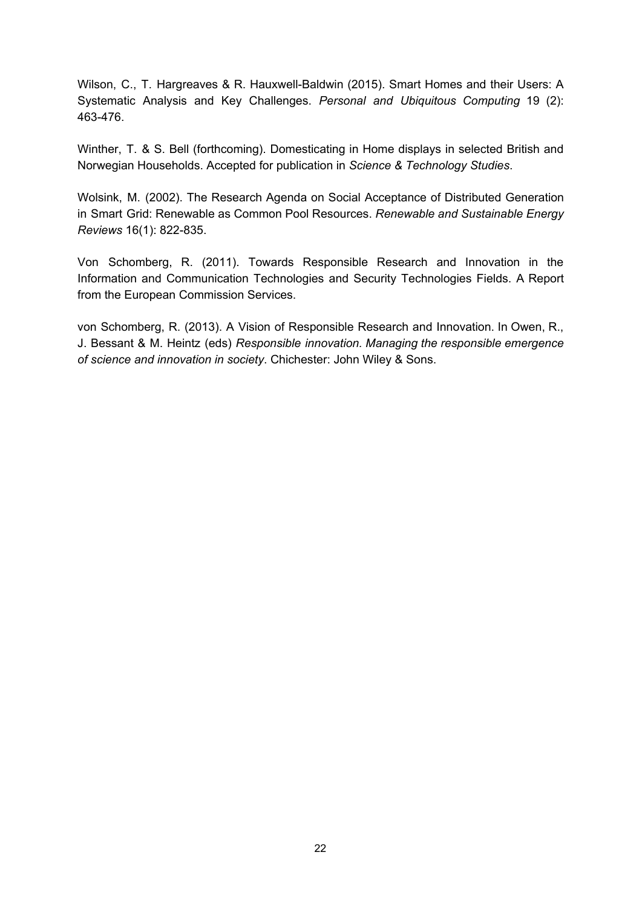Wilson, C., T. Hargreaves & R. Hauxwell-Baldwin (2015). Smart Homes and their Users: A Systematic Analysis and Key Challenges. *Personal and Ubiquitous Computing* 19 (2): 463-476.

Winther, T. & S. Bell (forthcoming). Domesticating in Home displays in selected British and Norwegian Households. Accepted for publication in *Science & Technology Studies*.

Wolsink, M. (2002). The Research Agenda on Social Acceptance of Distributed Generation in Smart Grid: Renewable as Common Pool Resources. *Renewable and Sustainable Energy Reviews* 16(1): 822-835.

Von Schomberg, R. (2011). Towards Responsible Research and Innovation in the Information and Communication Technologies and Security Technologies Fields. A Report from the European Commission Services.

von Schomberg, R. (2013). A Vision of Responsible Research and Innovation. In Owen, R., J. Bessant & M. Heintz (eds) *Responsible innovation. Managing the responsible emergence of science and innovation in society*. Chichester: John Wiley & Sons.